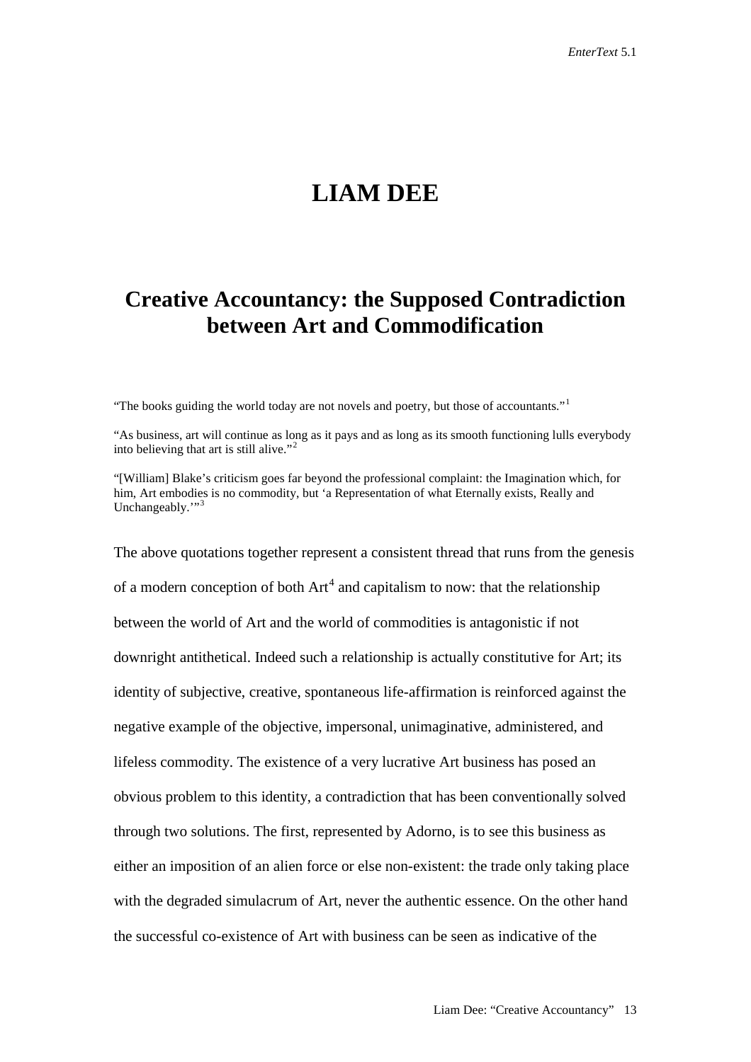# LIAM DEE

## Creative Accountancy: the Supposed Contradiction between Art and Commodification

"The books guiding the world today are not novels and poetry, but those of accountants."[1]

"As business, art will continue as long as it pays and as long as its smooth functioning lulls everybody into believing that art is still alive."[2]

"[William] Blake's criticism goes far beyond the professional complaint: the Imagination which, for him, Art embodies is no commodity, but 'a Representation of what Eternally exists, Really and Unchangeably.'"[3]

The above quotations together represent a consistent thread that runs from the genesis of a modern conception of both Art[4] and capitalism to now: that the relationship between the world of Art and the world of commodities is antagonistic if not downright antithetical. Indeed such a relationship is actually constitutive for Art; its identity of subjective, creative, spontaneous life-affirmation is reinforced against the negative example of the objective, impersonal, unimaginative, administered, and lifeless commodity. The existence of a very lucrative Art business has posed an obvious problem to this identity, a contradiction that has been conventionally solved through two solutions. The first, represented by Adorno, is to see this business as either an imposition of an alien force or else non-existent: the trade only taking place with the degraded simulacrum of Art, never the authentic essence. On the other hand the successful co-existence of Art with business can be seen as indicative of the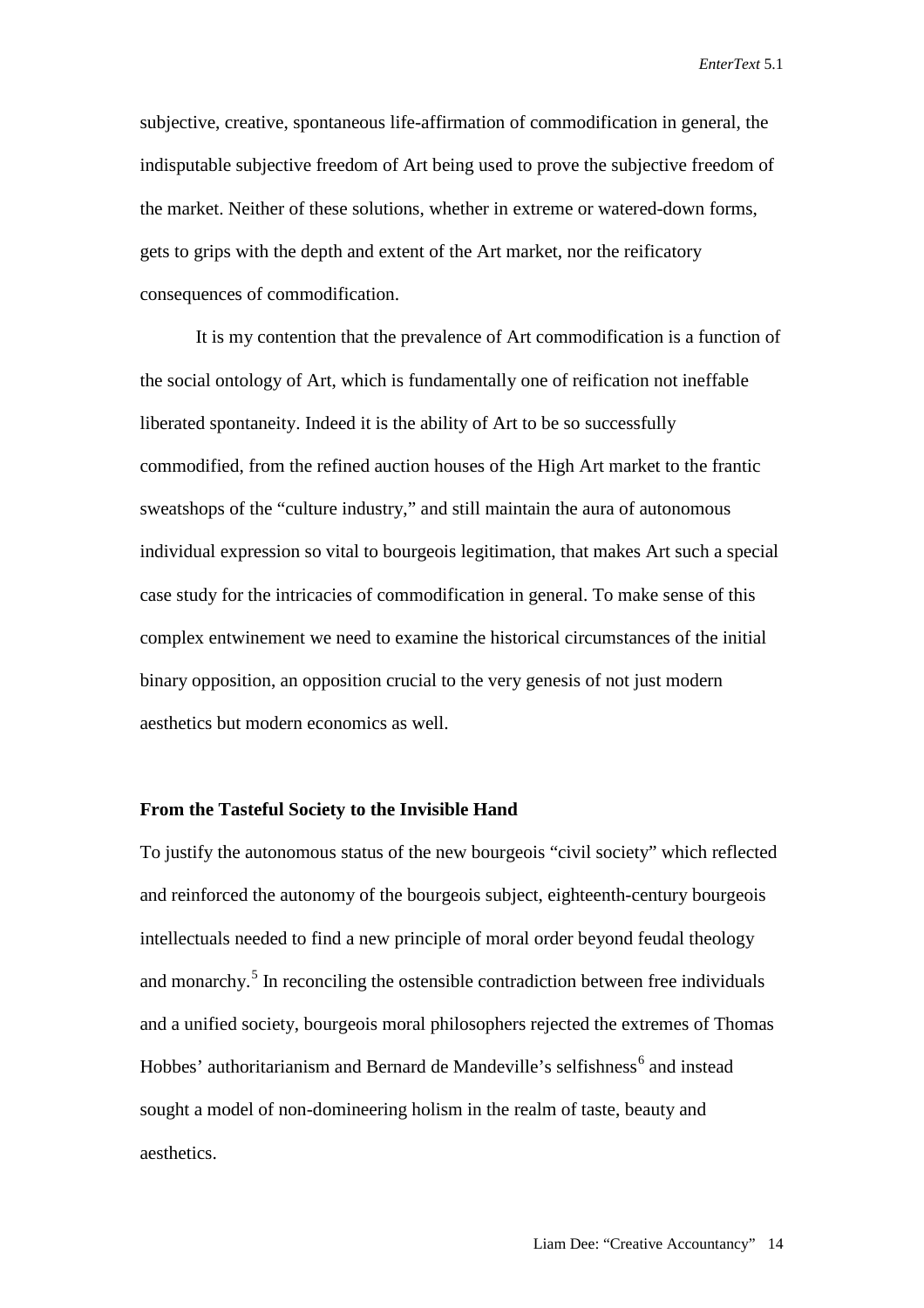subjective, creative, spontaneous life-affirmation of commodification in general, the indisputable subjective freedom of Art being used to prove the subjective freedom of the market. Neither of these solutions, whether in extreme or watered-down forms, gets to grips with the depth and extent of the Art market, nor the reificatory consequences of commodification.

It is my contention that the prevalence of Art commodification is a function of the social ontology of Art, which is fundamentally one of reification not ineffable liberated spontaneity. Indeed it is the ability of Art to be so successfully commodified, from the refined auction houses of the High Art market to the frantic sweatshops of the "culture industry," and still maintain the aura of autonomous individual expression so vital to bourgeois legitimation, that makes Art such a special case study for the intricacies of commodification in general. To make sense of this complex entwinement we need to examine the historical circumstances of the initial binary opposition, an opposition crucial to the very genesis of not just modern aesthetics but modern economics as well.

### From the Tasteful Society to the Invisible Hand

To justify the autonomous status of the new bourgeois "civil society" which reflected and reinforced the autonomy of the bourgeois subject, eighteenth-century bourgeois intellectuals needed to find a new principle of moral order beyond feudal theology and monarchy.[5] In reconciling the ostensible contradiction between free individuals and a unified society, bourgeois moral philosophers rejected the extremes of Thomas Hobbes' authoritarianism and Bernard de Mandeville's selfishness[6] and instead sought a model of non-domineering holism in the realm of taste, beauty and aesthetics.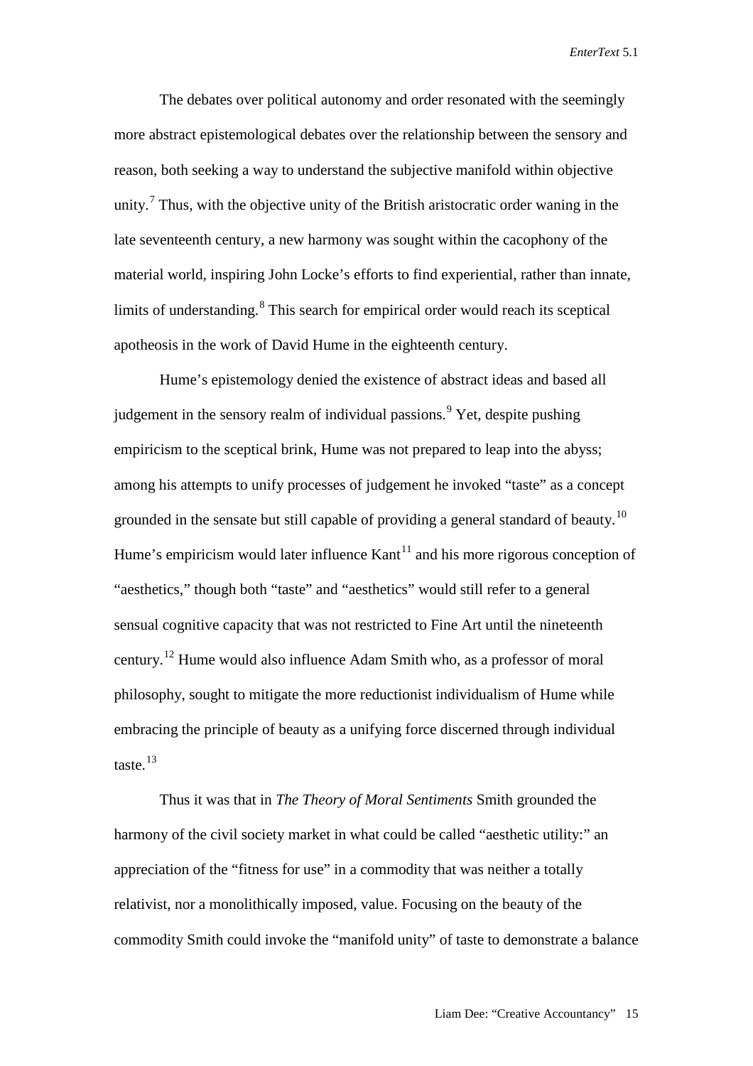The debates over political autonomy and order resonated with the seemingly more abstract epistemological debates over the relationship between the sensory and reason, both seeking a way to understand the subjective manifold within objective unity.[7] Thus, with the objective unity of the British aristocratic order waning in the late seventeenth century, a new harmony was sought within the cacophony of the material world, inspiring John Locke's efforts to find experiential, rather than innate, limits of understanding.[8] This search for empirical order would reach its sceptical apotheosis in the work of David Hume in the eighteenth century.

Hume's epistemology denied the existence of abstract ideas and based all judgement in the sensory realm of individual passions.[9] Yet, despite pushing empiricism to the sceptical brink, Hume was not prepared to leap into the abyss; among his attempts to unify processes of judgement he invoked "taste" as a concept grounded in the sensate but still capable of providing a general standard of beauty.[10] Hume's empiricism would later influence Kant[11] and his more rigorous conception of "aesthetics," though both "taste" and "aesthetics" would still refer to a general sensual cognitive capacity that was not restricted to Fine Art until the nineteenth century.[12] Hume would also influence Adam Smith who, as a professor of moral philosophy, sought to mitigate the more reductionist individualism of Hume while embracing the principle of beauty as a unifying force discerned through individual taste.[13]

Thus it was that in *The Theory of Moral Sentiments* Smith grounded the harmony of the civil society market in what could be called "aesthetic utility:" an appreciation of the "fitness for use" in a commodity that was neither a totally relativist, nor a monolithically imposed, value. Focusing on the beauty of the commodity Smith could invoke the "manifold unity" of taste to demonstrate a balance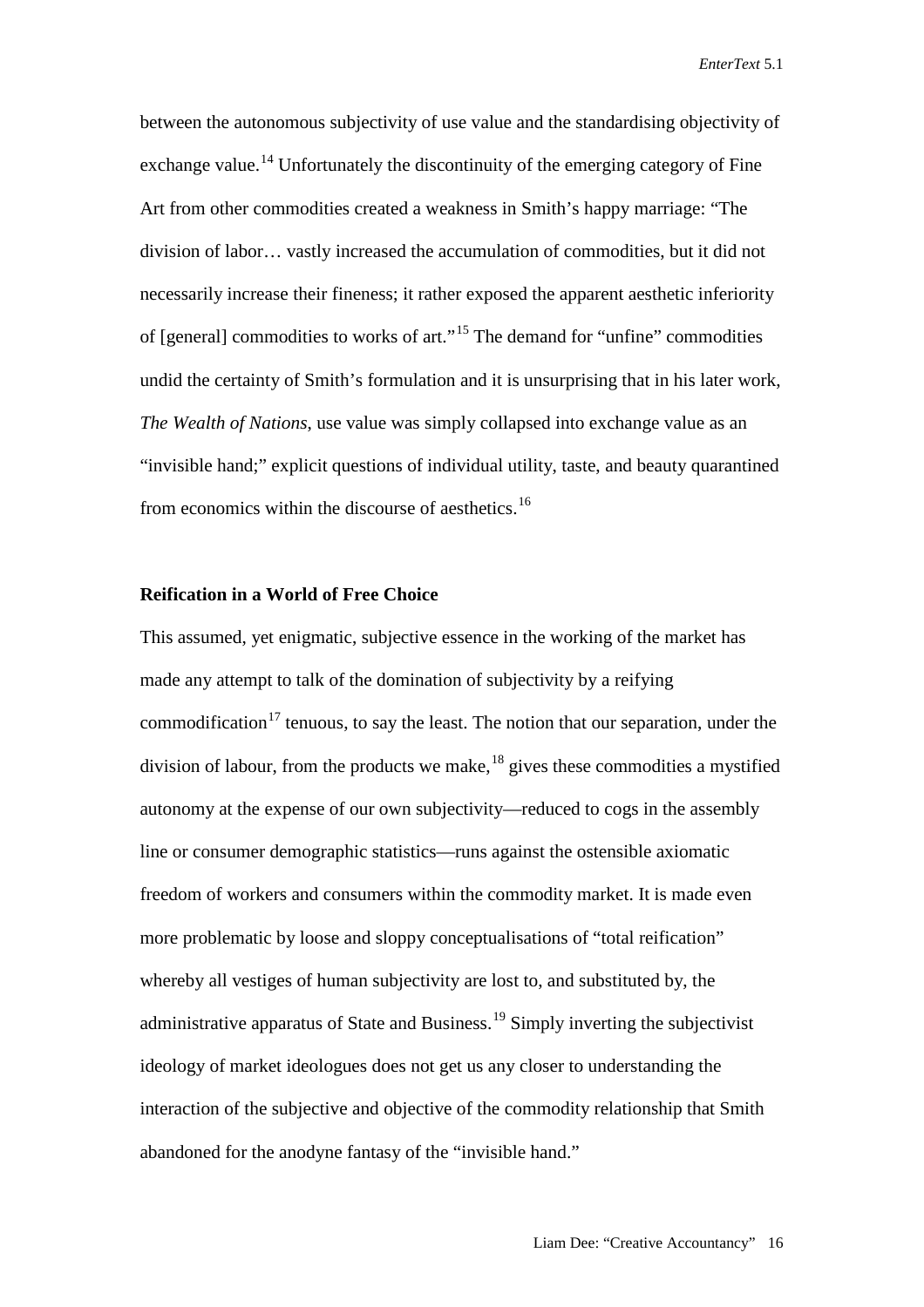between the autonomous subjectivity of use value and the standardising objectivity of exchange value.[14] Unfortunately the discontinuity of the emerging category of Fine Art from other commodities created a weakness in Smith's happy marriage: "The division of labor… vastly increased the accumulation of commodities, but it did not necessarily increase their fineness; it rather exposed the apparent aesthetic inferiority of [general] commodities to works of art."[15] The demand for "unfine" commodities undid the certainty of Smith's formulation and it is unsurprising that in his later work, *The Wealth of Nations*, use value was simply collapsed into exchange value as an "invisible hand;" explicit questions of individual utility, taste, and beauty quarantined from economics within the discourse of aesthetics.[16]

### Reification in a World of Free Choice

This assumed, yet enigmatic, subjective essence in the working of the market has made any attempt to talk of the domination of subjectivity by a reifying commodification[17] tenuous, to say the least. The notion that our separation, under the division of labour, from the products we make,[18] gives these commodities a mystified autonomy at the expense of our own subjectivity—reduced to cogs in the assembly line or consumer demographic statistics—runs against the ostensible axiomatic freedom of workers and consumers within the commodity market. It is made even more problematic by loose and sloppy conceptualisations of "total reification" whereby all vestiges of human subjectivity are lost to, and substituted by, the administrative apparatus of State and Business.[19] Simply inverting the subjectivist ideology of market ideologues does not get us any closer to understanding the interaction of the subjective and objective of the commodity relationship that Smith abandoned for the anodyne fantasy of the "invisible hand."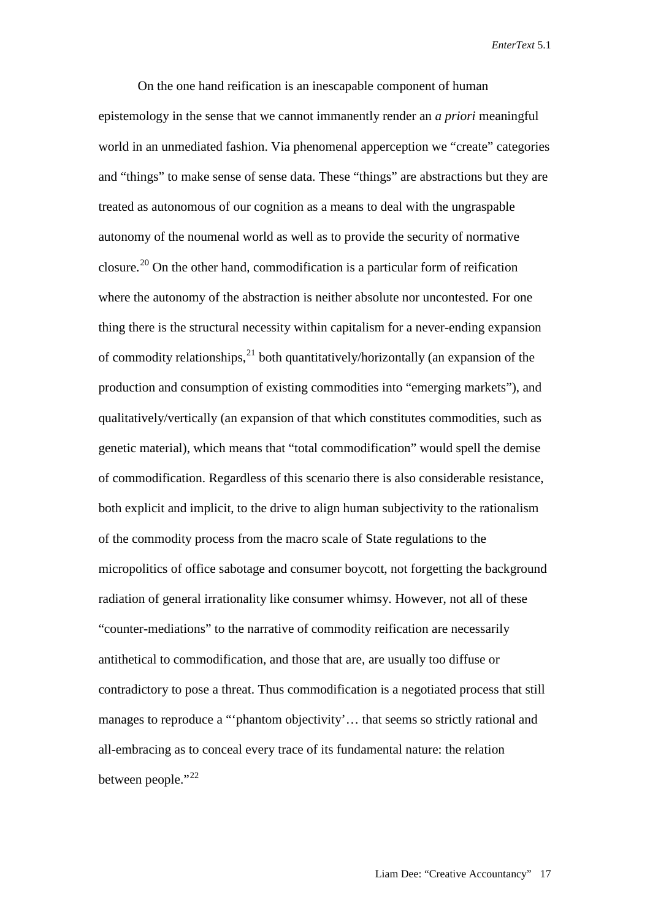On the one hand reification is an inescapable component of human epistemology in the sense that we cannot immanently render an *a priori* meaningful world in an unmediated fashion. Via phenomenal apperception we "create" categories and "things" to make sense of sense data. These "things" are abstractions but they are treated as autonomous of our cognition as a means to deal with the ungraspable autonomy of the noumenal world as well as to provide the security of normative closure.[20] On the other hand, commodification is a particular form of reification where the autonomy of the abstraction is neither absolute nor uncontested. For one thing there is the structural necessity within capitalism for a never-ending expansion of commodity relationships,[21] both quantitatively/horizontally (an expansion of the production and consumption of existing commodities into "emerging markets"), and qualitatively/vertically (an expansion of that which constitutes commodities, such as genetic material), which means that "total commodification" would spell the demise of commodification. Regardless of this scenario there is also considerable resistance, both explicit and implicit, to the drive to align human subjectivity to the rationalism of the commodity process from the macro scale of State regulations to the micropolitics of office sabotage and consumer boycott, not forgetting the background radiation of general irrationality like consumer whimsy. However, not all of these "counter-mediations" to the narrative of commodity reification are necessarily antithetical to commodification, and those that are, are usually too diffuse or contradictory to pose a threat. Thus commodification is a negotiated process that still manages to reproduce a "'phantom objectivity'… that seems so strictly rational and all-embracing as to conceal every trace of its fundamental nature: the relation between people."[22]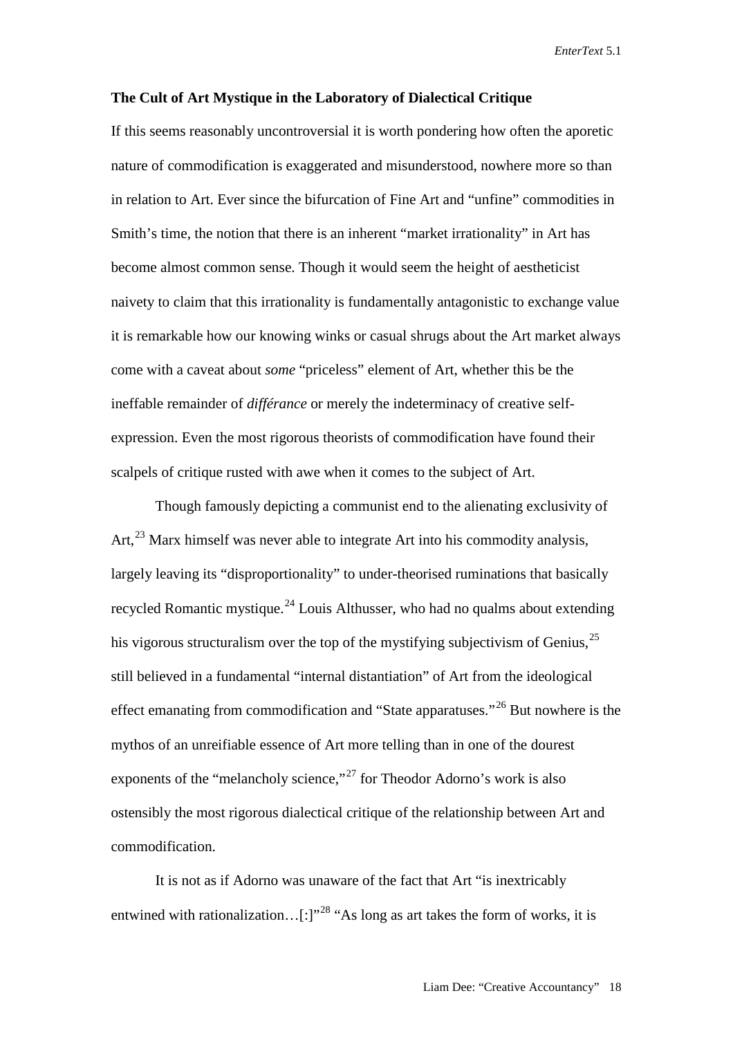**The Cult of Art Mystique in the Laboratory of Dialectical Critique**

If this seems reasonably uncontroversial it is worth pondering how often the aporetic nature of commodification is exaggerated and misunderstood, nowhere more so than in relation to Art. Ever since the bifurcation of Fine Art and "unfine" commodities in Smith's time, the notion that there is an inherent "market irrationality" in Art has become almost common sense. Though it would seem the height of aestheticist naivety to claim that this irrationality is fundamentally antagonistic to exchange value it is remarkable how our knowing winks or casual shrugs about the Art market always come with a caveat about *some* "priceless" element of Art, whether this be the ineffable remainder of *différance* or merely the indeterminacy of creative self-expression. Even the most rigorous theorists of commodification have found their scalpels of critique rusted with awe when it comes to the subject of Art.

Though famously depicting a communist end to the alienating exclusivity of Art,[23] Marx himself was never able to integrate Art into his commodity analysis, largely leaving its "disproportionality" to under-theorised ruminations that basically recycled Romantic mystique.[24] Louis Althusser, who had no qualms about extending his vigorous structuralism over the top of the mystifying subjectivism of Genius,[25] still believed in a fundamental "internal distantiation" of Art from the ideological effect emanating from commodification and "State apparatuses."[26] But nowhere is the mythos of an unreifiable essence of Art more telling than in one of the dourest exponents of the "melancholy science,"[27] for Theodor Adorno's work is also ostensibly the most rigorous dialectical critique of the relationship between Art and commodification.

It is not as if Adorno was unaware of the fact that Art "is inextricably entwined with rationalization…[:]"[28] "As long as art takes the form of works, it is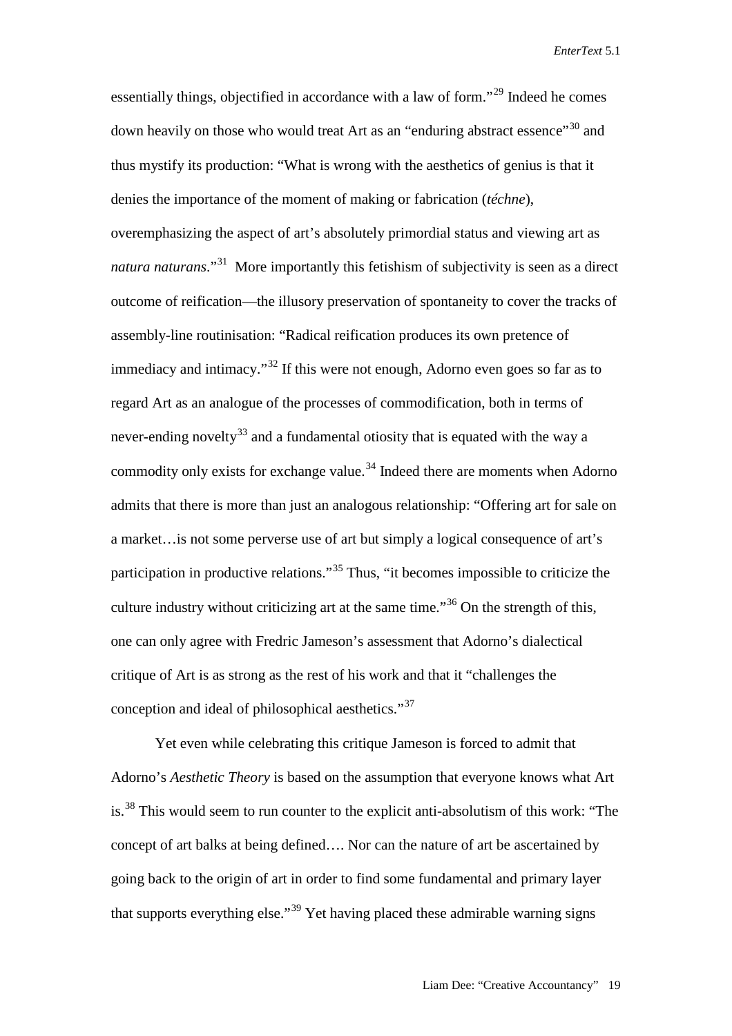essentially things, objectified in accordance with a law of form."[29] Indeed he comes down heavily on those who would treat Art as an "enduring abstract essence"[30] and thus mystify its production: "What is wrong with the aesthetics of genius is that it denies the importance of the moment of making or fabrication (*téchne*), overemphasizing the aspect of art's absolutely primordial status and viewing art as *natura naturans*."[31] More importantly this fetishism of subjectivity is seen as a direct outcome of reification—the illusory preservation of spontaneity to cover the tracks of assembly-line routinisation: "Radical reification produces its own pretence of immediacy and intimacy."[32] If this were not enough, Adorno even goes so far as to regard Art as an analogue of the processes of commodification, both in terms of never-ending novelty[33] and a fundamental otiosity that is equated with the way a commodity only exists for exchange value.[34] Indeed there are moments when Adorno admits that there is more than just an analogous relationship: "Offering art for sale on a market…is not some perverse use of art but simply a logical consequence of art's participation in productive relations."[35] Thus, "it becomes impossible to criticize the culture industry without criticizing art at the same time."[36] On the strength of this, one can only agree with Fredric Jameson's assessment that Adorno's dialectical critique of Art is as strong as the rest of his work and that it "challenges the conception and ideal of philosophical aesthetics."[37]

Yet even while celebrating this critique Jameson is forced to admit that Adorno's *Aesthetic Theory* is based on the assumption that everyone knows what Art is.[38] This would seem to run counter to the explicit anti-absolutism of this work: "The concept of art balks at being defined…. Nor can the nature of art be ascertained by going back to the origin of art in order to find some fundamental and primary layer that supports everything else."[39] Yet having placed these admirable warning signs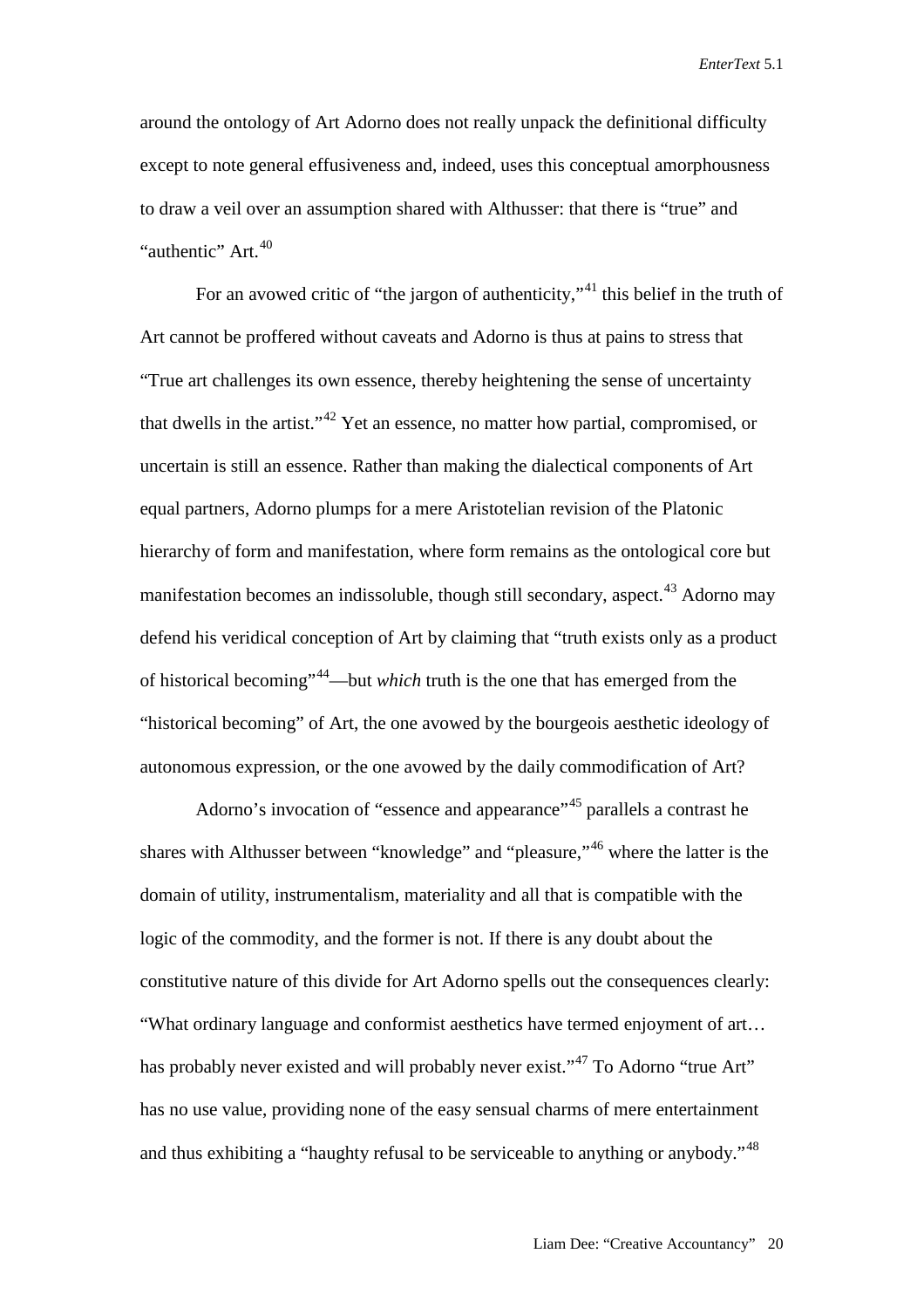around the ontology of Art Adorno does not really unpack the definitional difficulty except to note general effusiveness and, indeed, uses this conceptual amorphousness to draw a veil over an assumption shared with Althusser: that there is "true" and "authentic" Art.[40]

For an avowed critic of "the jargon of authenticity,"[41] this belief in the truth of Art cannot be proffered without caveats and Adorno is thus at pains to stress that "True art challenges its own essence, thereby heightening the sense of uncertainty that dwells in the artist."[42] Yet an essence, no matter how partial, compromised, or uncertain is still an essence. Rather than making the dialectical components of Art equal partners, Adorno plumps for a mere Aristotelian revision of the Platonic hierarchy of form and manifestation, where form remains as the ontological core but manifestation becomes an indissoluble, though still secondary, aspect.[43] Adorno may defend his veridical conception of Art by claiming that "truth exists only as a product of historical becoming"[44]—but *which* truth is the one that has emerged from the "historical becoming" of Art, the one avowed by the bourgeois aesthetic ideology of autonomous expression, or the one avowed by the daily commodification of Art?

Adorno's invocation of "essence and appearance"[45] parallels a contrast he shares with Althusser between "knowledge" and "pleasure,"[46] where the latter is the domain of utility, instrumentalism, materiality and all that is compatible with the logic of the commodity, and the former is not. If there is any doubt about the constitutive nature of this divide for Art Adorno spells out the consequences clearly: "What ordinary language and conformist aesthetics have termed enjoyment of art… has probably never existed and will probably never exist."[47] To Adorno "true Art" has no use value, providing none of the easy sensual charms of mere entertainment and thus exhibiting a "haughty refusal to be serviceable to anything or anybody."[48]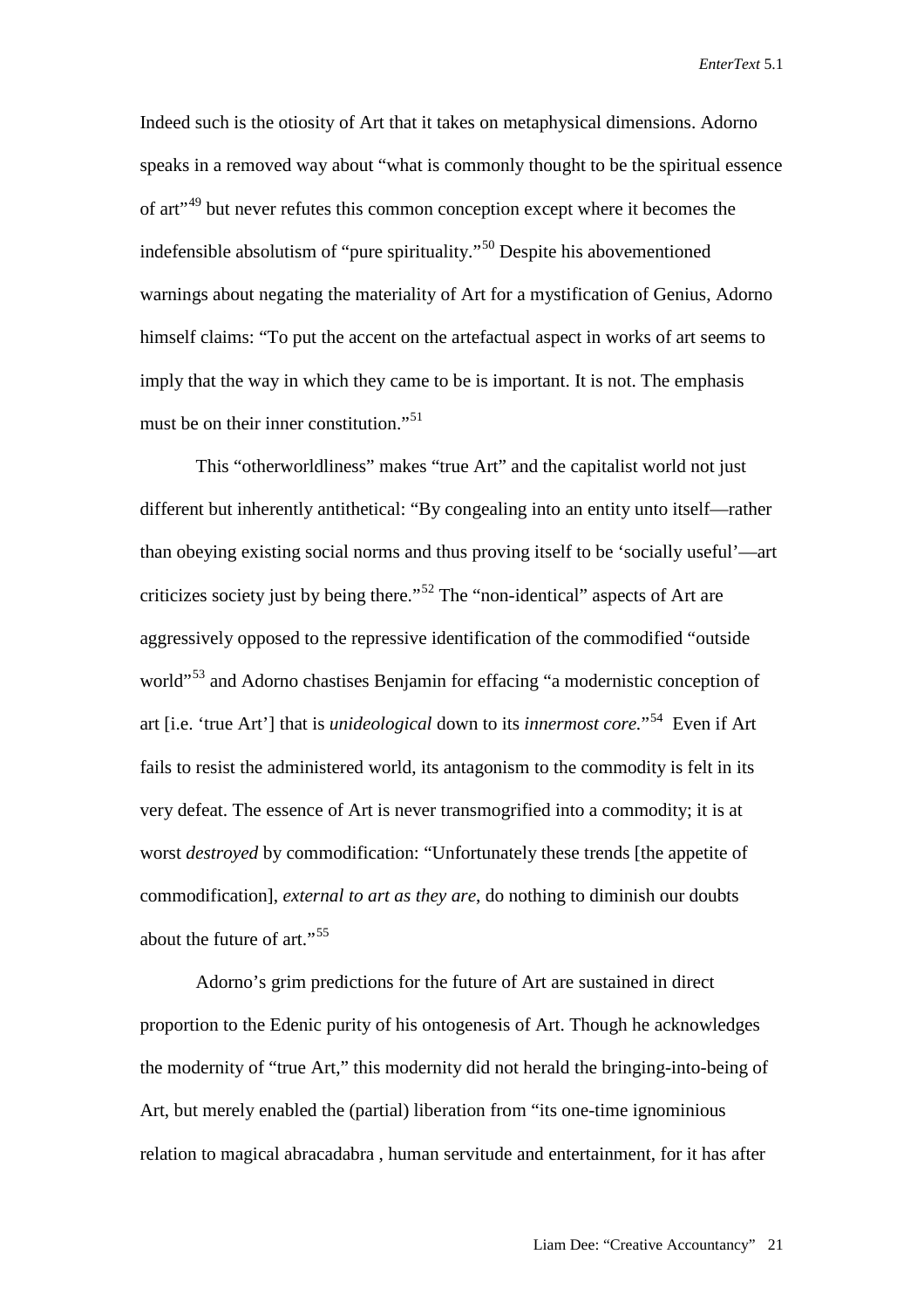Indeed such is the otiosity of Art that it takes on metaphysical dimensions. Adorno speaks in a removed way about "what is commonly thought to be the spiritual essence of art"[49] but never refutes this common conception except where it becomes the indefensible absolutism of "pure spirituality."[50] Despite his abovementioned warnings about negating the materiality of Art for a mystification of Genius, Adorno himself claims: "To put the accent on the artefactual aspect in works of art seems to imply that the way in which they came to be is important. It is not. The emphasis must be on their inner constitution."[51]

This "otherworldliness" makes "true Art" and the capitalist world not just different but inherently antithetical: "By congealing into an entity unto itself—rather than obeying existing social norms and thus proving itself to be 'socially useful'—art criticizes society just by being there."[52] The "non-identical" aspects of Art are aggressively opposed to the repressive identification of the commodified "outside world"[53] and Adorno chastises Benjamin for effacing "a modernistic conception of art [i.e. 'true Art'] that is *unideological* down to its *innermost core.*"[54] Even if Art fails to resist the administered world, its antagonism to the commodity is felt in its very defeat. The essence of Art is never transmogrified into a commodity; it is at worst *destroyed* by commodification: "Unfortunately these trends [the appetite of commodification], *external to art as they are*, do nothing to diminish our doubts about the future of art."[55]

Adorno's grim predictions for the future of Art are sustained in direct proportion to the Edenic purity of his ontogenesis of Art. Though he acknowledges the modernity of "true Art," this modernity did not herald the bringing-into-being of Art, but merely enabled the (partial) liberation from "its one-time ignominious relation to magical abracadabra , human servitude and entertainment, for it has after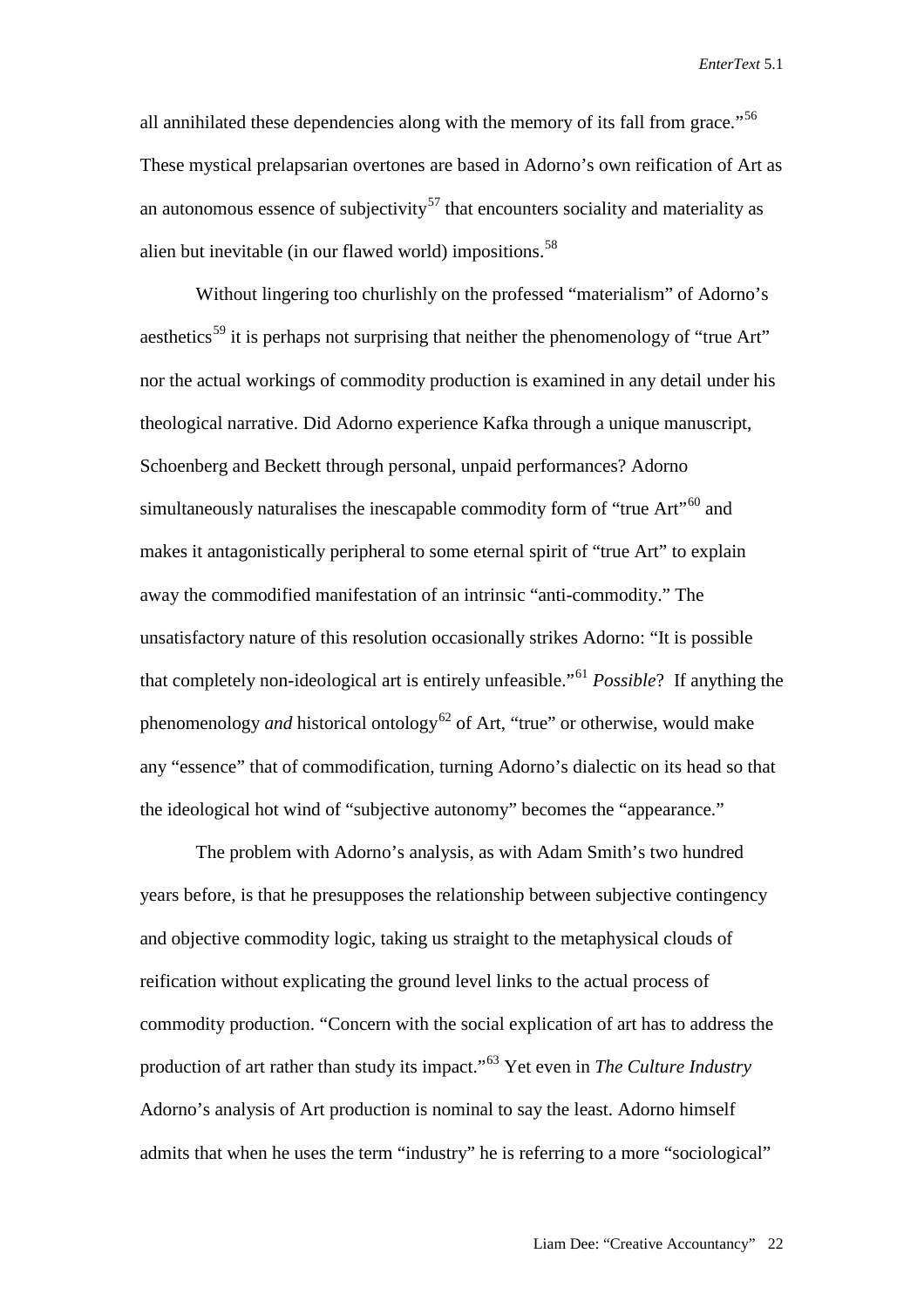all annihilated these dependencies along with the memory of its fall from grace."[56] These mystical prelapsarian overtones are based in Adorno's own reification of Art as an autonomous essence of subjectivity[57] that encounters sociality and materiality as alien but inevitable (in our flawed world) impositions.[58]

Without lingering too churlishly on the professed "materialism" of Adorno's aesthetics[59] it is perhaps not surprising that neither the phenomenology of "true Art" nor the actual workings of commodity production is examined in any detail under his theological narrative. Did Adorno experience Kafka through a unique manuscript, Schoenberg and Beckett through personal, unpaid performances? Adorno simultaneously naturalises the inescapable commodity form of "true Art"[60] and makes it antagonistically peripheral to some eternal spirit of "true Art" to explain away the commodified manifestation of an intrinsic "anti-commodity." The unsatisfactory nature of this resolution occasionally strikes Adorno: "It is possible that completely non-ideological art is entirely unfeasible."[61] *Possible*? If anything the phenomenology *and* historical ontology[62] of Art, "true" or otherwise, would make any "essence" that of commodification, turning Adorno's dialectic on its head so that the ideological hot wind of "subjective autonomy" becomes the "appearance."

The problem with Adorno's analysis, as with Adam Smith's two hundred years before, is that he presupposes the relationship between subjective contingency and objective commodity logic, taking us straight to the metaphysical clouds of reification without explicating the ground level links to the actual process of commodity production. "Concern with the social explication of art has to address the production of art rather than study its impact."[63] Yet even in *The Culture Industry* Adorno's analysis of Art production is nominal to say the least. Adorno himself admits that when he uses the term "industry" he is referring to a more "sociological"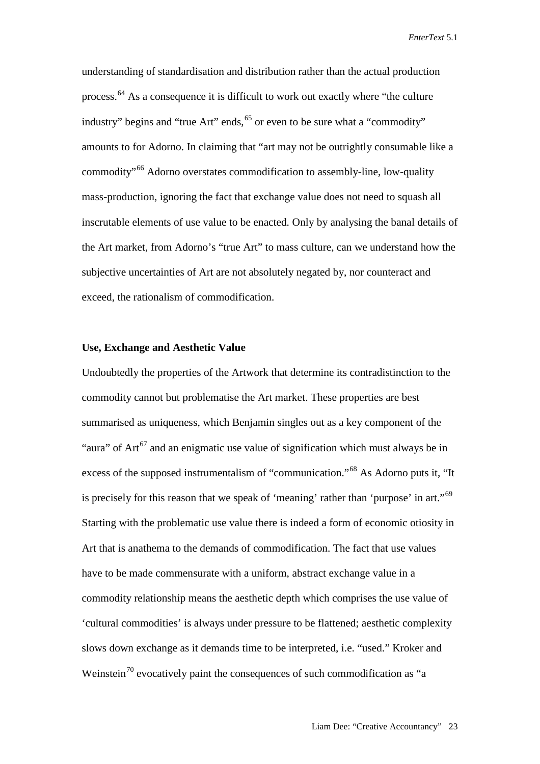understanding of standardisation and distribution rather than the actual production process.[64] As a consequence it is difficult to work out exactly where "the culture industry" begins and "true Art" ends,[65] or even to be sure what a "commodity" amounts to for Adorno. In claiming that "art may not be outrightly consumable like a commodity"[66] Adorno overstates commodification to assembly-line, low-quality mass-production, ignoring the fact that exchange value does not need to squash all inscrutable elements of use value to be enacted. Only by analysing the banal details of the Art market, from Adorno's "true Art" to mass culture, can we understand how the subjective uncertainties of Art are not absolutely negated by, nor counteract and exceed, the rationalism of commodification.

### Use, Exchange and Aesthetic Value

Undoubtedly the properties of the Artwork that determine its contradistinction to the commodity cannot but problematise the Art market. These properties are best summarised as uniqueness, which Benjamin singles out as a key component of the "aura" of Art[67] and an enigmatic use value of signification which must always be in excess of the supposed instrumentalism of "communication."[68] As Adorno puts it, "It is precisely for this reason that we speak of 'meaning' rather than 'purpose' in art."[69] Starting with the problematic use value there is indeed a form of economic otiosity in Art that is anathema to the demands of commodification. The fact that use values have to be made commensurate with a uniform, abstract exchange value in a commodity relationship means the aesthetic depth which comprises the use value of 'cultural commodities' is always under pressure to be flattened; aesthetic complexity slows down exchange as it demands time to be interpreted, i.e. "used." Kroker and Weinstein[70] evocatively paint the consequences of such commodification as "a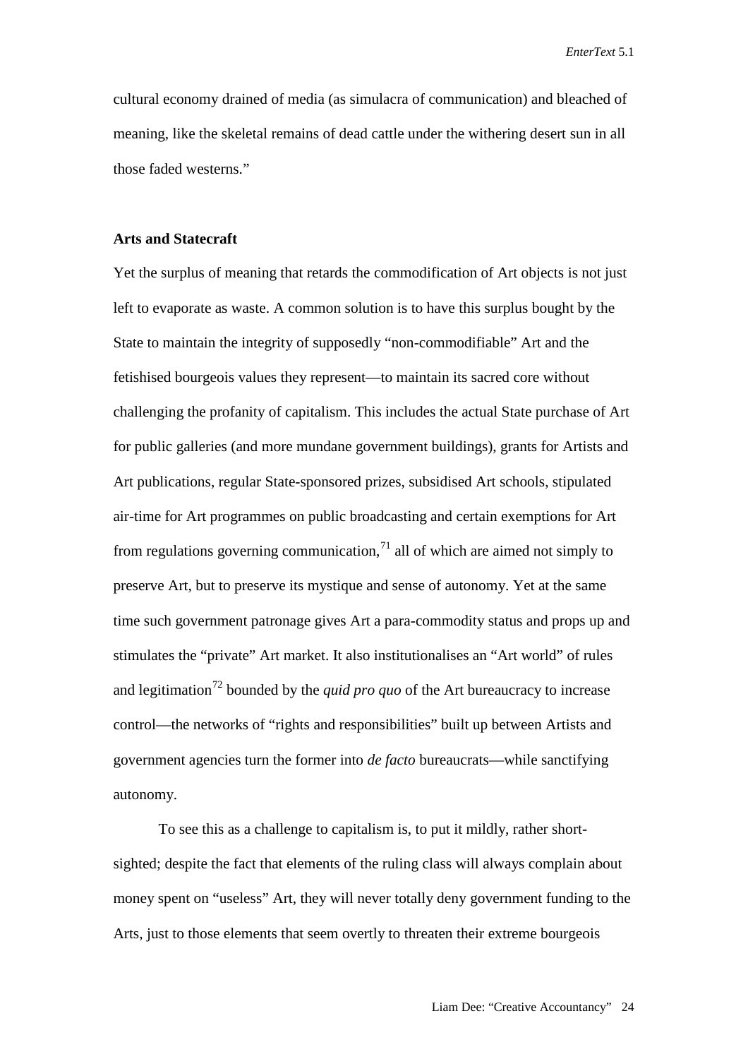cultural economy drained of media (as simulacra of communication) and bleached of meaning, like the skeletal remains of dead cattle under the withering desert sun in all those faded westerns."

**Arts and Statecraft**

Yet the surplus of meaning that retards the commodification of Art objects is not just left to evaporate as waste. A common solution is to have this surplus bought by the State to maintain the integrity of supposedly "non-commodifiable" Art and the fetishised bourgeois values they represent—to maintain its sacred core without challenging the profanity of capitalism. This includes the actual State purchase of Art for public galleries (and more mundane government buildings), grants for Artists and Art publications, regular State-sponsored prizes, subsidised Art schools, stipulated air-time for Art programmes on public broadcasting and certain exemptions for Art from regulations governing communication,[71] all of which are aimed not simply to preserve Art, but to preserve its mystique and sense of autonomy. Yet at the same time such government patronage gives Art a para-commodity status and props up and stimulates the "private" Art market. It also institutionalises an "Art world" of rules and legitimation[72] bounded by the *quid pro quo* of the Art bureaucracy to increase control—the networks of "rights and responsibilities" built up between Artists and government agencies turn the former into *de facto* bureaucrats—while sanctifying autonomy.

To see this as a challenge to capitalism is, to put it mildly, rather short-sighted; despite the fact that elements of the ruling class will always complain about money spent on "useless" Art, they will never totally deny government funding to the Arts, just to those elements that seem overtly to threaten their extreme bourgeois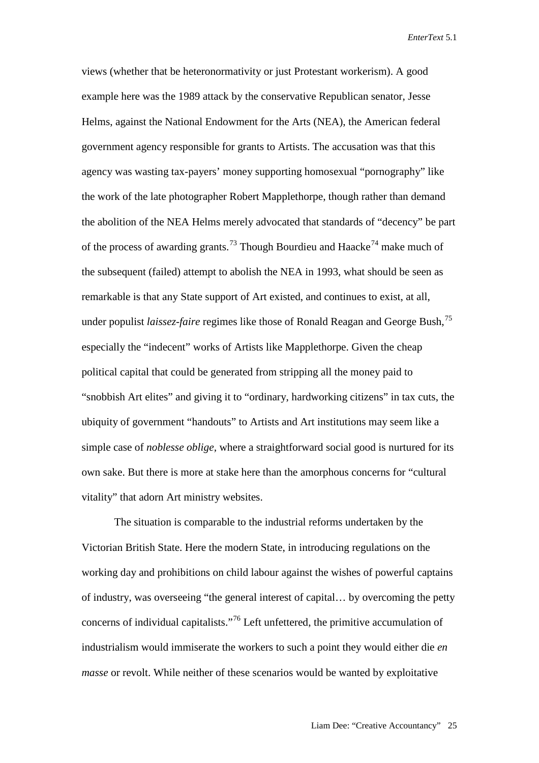views (whether that be heteronormativity or just Protestant workerism). A good example here was the 1989 attack by the conservative Republican senator, Jesse Helms, against the National Endowment for the Arts (NEA), the American federal government agency responsible for grants to Artists. The accusation was that this agency was wasting tax-payers' money supporting homosexual "pornography" like the work of the late photographer Robert Mapplethorpe, though rather than demand the abolition of the NEA Helms merely advocated that standards of "decency" be part of the process of awarding grants.[73] Though Bourdieu and Haacke[74] make much of the subsequent (failed) attempt to abolish the NEA in 1993, what should be seen as remarkable is that any State support of Art existed, and continues to exist, at all, under populist *laissez-faire* regimes like those of Ronald Reagan and George Bush,[75] especially the "indecent" works of Artists like Mapplethorpe. Given the cheap political capital that could be generated from stripping all the money paid to "snobbish Art elites" and giving it to "ordinary, hardworking citizens" in tax cuts, the ubiquity of government "handouts" to Artists and Art institutions may seem like a simple case of *noblesse oblige*, where a straightforward social good is nurtured for its own sake. But there is more at stake here than the amorphous concerns for "cultural vitality" that adorn Art ministry websites.

The situation is comparable to the industrial reforms undertaken by the Victorian British State. Here the modern State, in introducing regulations on the working day and prohibitions on child labour against the wishes of powerful captains of industry, was overseeing "the general interest of capital… by overcoming the petty concerns of individual capitalists."[76] Left unfettered, the primitive accumulation of industrialism would immiserate the workers to such a point they would either die *en masse* or revolt. While neither of these scenarios would be wanted by exploitative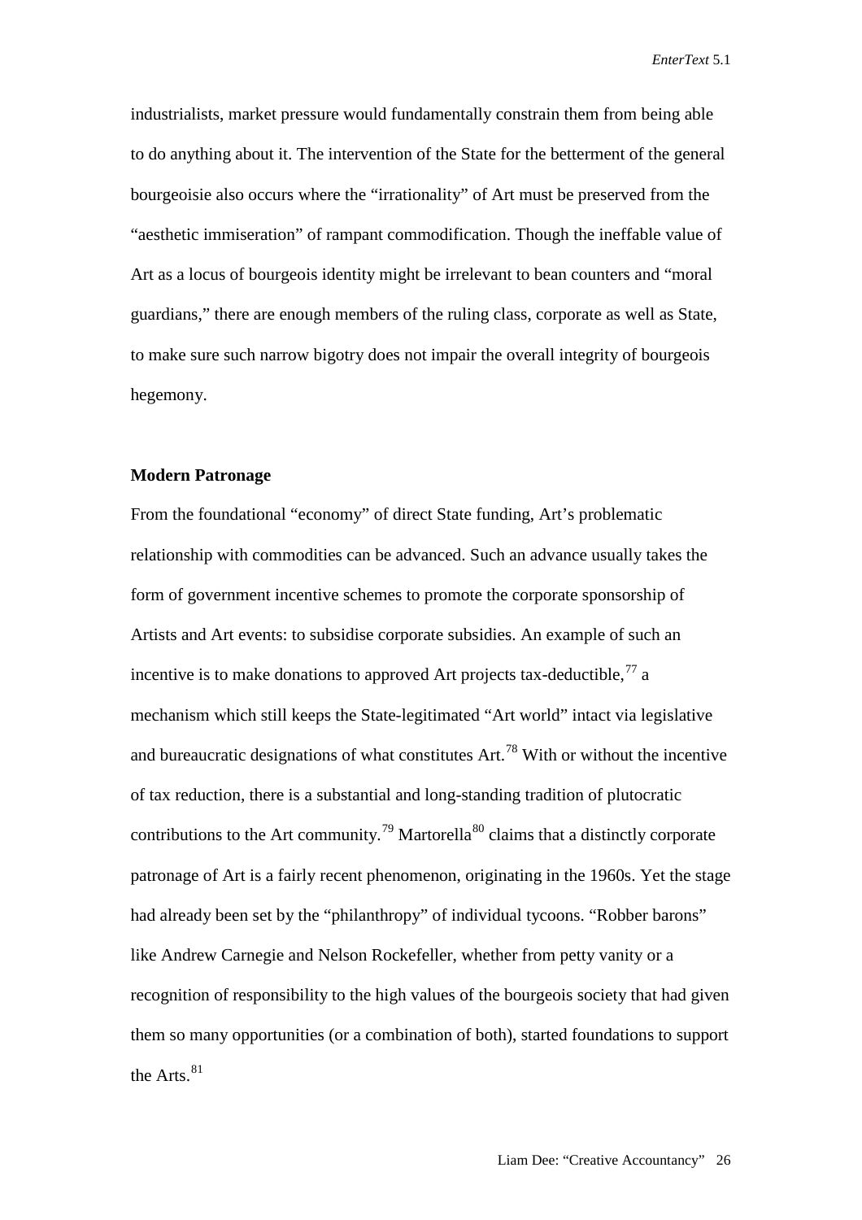industrialists, market pressure would fundamentally constrain them from being able to do anything about it. The intervention of the State for the betterment of the general bourgeoisie also occurs where the "irrationality" of Art must be preserved from the "aesthetic immiseration" of rampant commodification. Though the ineffable value of Art as a locus of bourgeois identity might be irrelevant to bean counters and "moral guardians," there are enough members of the ruling class, corporate as well as State, to make sure such narrow bigotry does not impair the overall integrity of bourgeois hegemony.

**Modern Patronage**

From the foundational "economy" of direct State funding, Art's problematic relationship with commodities can be advanced. Such an advance usually takes the form of government incentive schemes to promote the corporate sponsorship of Artists and Art events: to subsidise corporate subsidies. An example of such an incentive is to make donations to approved Art projects tax-deductible,[77] a mechanism which still keeps the State-legitimated "Art world" intact via legislative and bureaucratic designations of what constitutes Art.[78] With or without the incentive of tax reduction, there is a substantial and long-standing tradition of plutocratic contributions to the Art community.[79] Martorella[80] claims that a distinctly corporate patronage of Art is a fairly recent phenomenon, originating in the 1960s. Yet the stage had already been set by the "philanthropy" of individual tycoons. "Robber barons" like Andrew Carnegie and Nelson Rockefeller, whether from petty vanity or a recognition of responsibility to the high values of the bourgeois society that had given them so many opportunities (or a combination of both), started foundations to support the Arts.[81]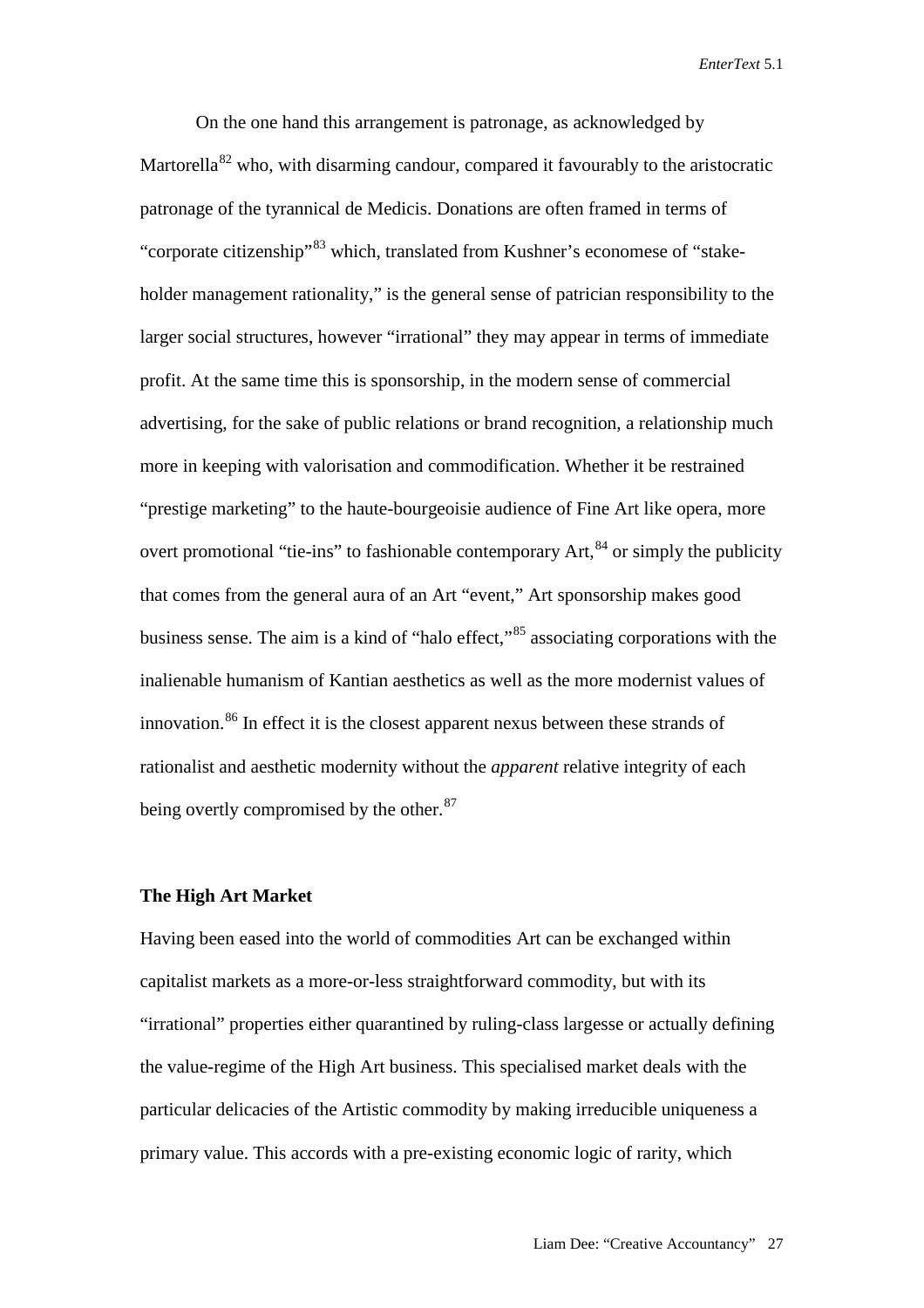On the one hand this arrangement is patronage, as acknowledged by Martorella[82] who, with disarming candour, compared it favourably to the aristocratic patronage of the tyrannical de Medicis. Donations are often framed in terms of "corporate citizenship"[83] which, translated from Kushner's economese of "stake-holder management rationality," is the general sense of patrician responsibility to the larger social structures, however "irrational" they may appear in terms of immediate profit. At the same time this is sponsorship, in the modern sense of commercial advertising, for the sake of public relations or brand recognition, a relationship much more in keeping with valorisation and commodification. Whether it be restrained "prestige marketing" to the haute-bourgeoisie audience of Fine Art like opera, more overt promotional "tie-ins" to fashionable contemporary Art,[84] or simply the publicity that comes from the general aura of an Art "event," Art sponsorship makes good business sense. The aim is a kind of "halo effect,"[85] associating corporations with the inalienable humanism of Kantian aesthetics as well as the more modernist values of innovation.[86] In effect it is the closest apparent nexus between these strands of rationalist and aesthetic modernity without the *apparent* relative integrity of each being overtly compromised by the other.[87]

## The High Art Market

Having been eased into the world of commodities Art can be exchanged within capitalist markets as a more-or-less straightforward commodity, but with its "irrational" properties either quarantined by ruling-class largesse or actually defining the value-regime of the High Art business. This specialised market deals with the particular delicacies of the Artistic commodity by making irreducible uniqueness a primary value. This accords with a pre-existing economic logic of rarity, which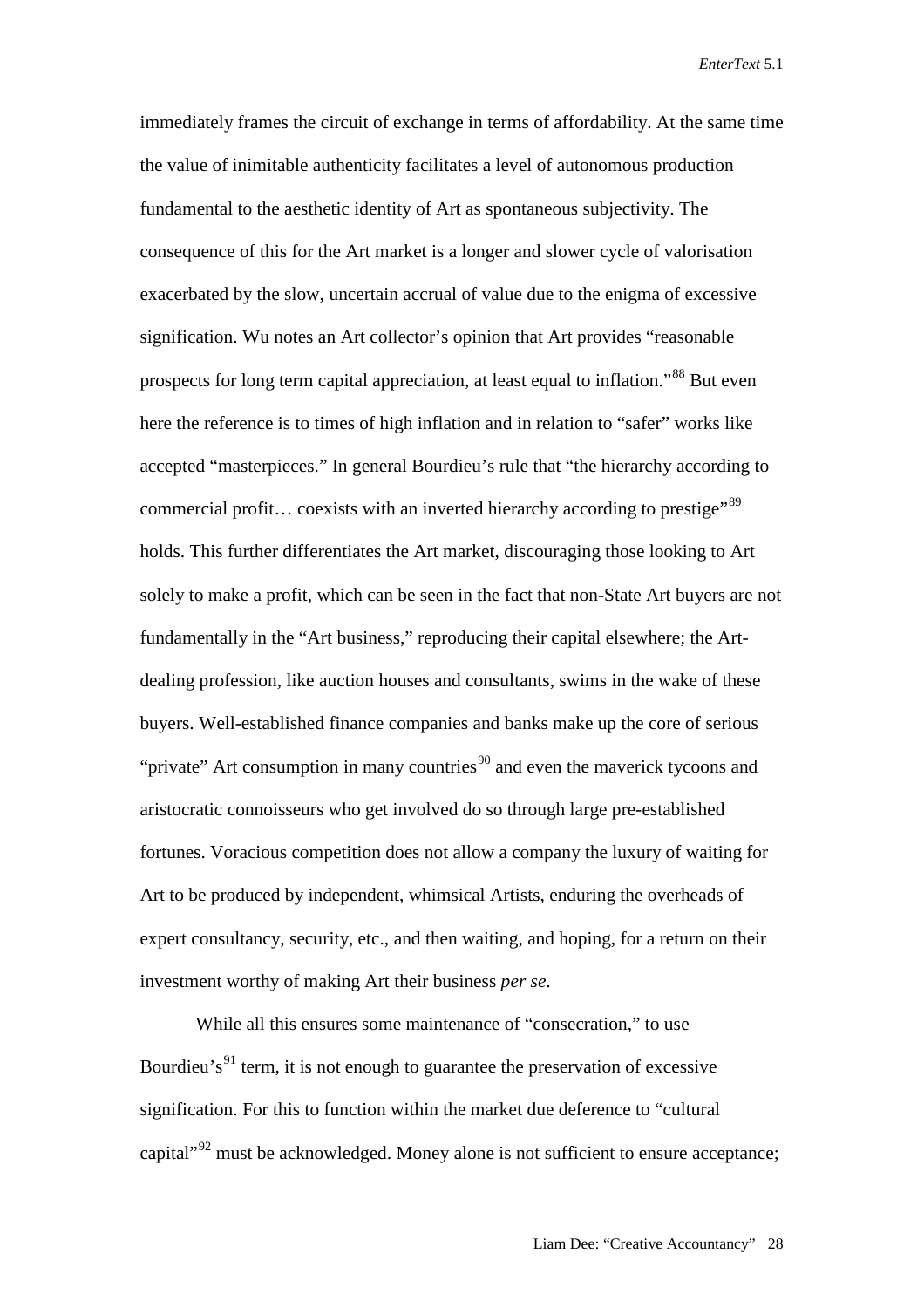immediately frames the circuit of exchange in terms of affordability. At the same time the value of inimitable authenticity facilitates a level of autonomous production fundamental to the aesthetic identity of Art as spontaneous subjectivity. The consequence of this for the Art market is a longer and slower cycle of valorisation exacerbated by the slow, uncertain accrual of value due to the enigma of excessive signification. Wu notes an Art collector's opinion that Art provides "reasonable prospects for long term capital appreciation, at least equal to inflation."[88] But even here the reference is to times of high inflation and in relation to "safer" works like accepted "masterpieces." In general Bourdieu's rule that "the hierarchy according to commercial profit… coexists with an inverted hierarchy according to prestige"[89] holds. This further differentiates the Art market, discouraging those looking to Art solely to make a profit, which can be seen in the fact that non-State Art buyers are not fundamentally in the "Art business," reproducing their capital elsewhere; the Art-dealing profession, like auction houses and consultants, swims in the wake of these buyers. Well-established finance companies and banks make up the core of serious "private" Art consumption in many countries[90] and even the maverick tycoons and aristocratic connoisseurs who get involved do so through large pre-established fortunes. Voracious competition does not allow a company the luxury of waiting for Art to be produced by independent, whimsical Artists, enduring the overheads of expert consultancy, security, etc., and then waiting, and hoping, for a return on their investment worthy of making Art their business *per se.*

While all this ensures some maintenance of "consecration," to use Bourdieu's[91] term, it is not enough to guarantee the preservation of excessive signification. For this to function within the market due deference to "cultural capital"[92] must be acknowledged. Money alone is not sufficient to ensure acceptance;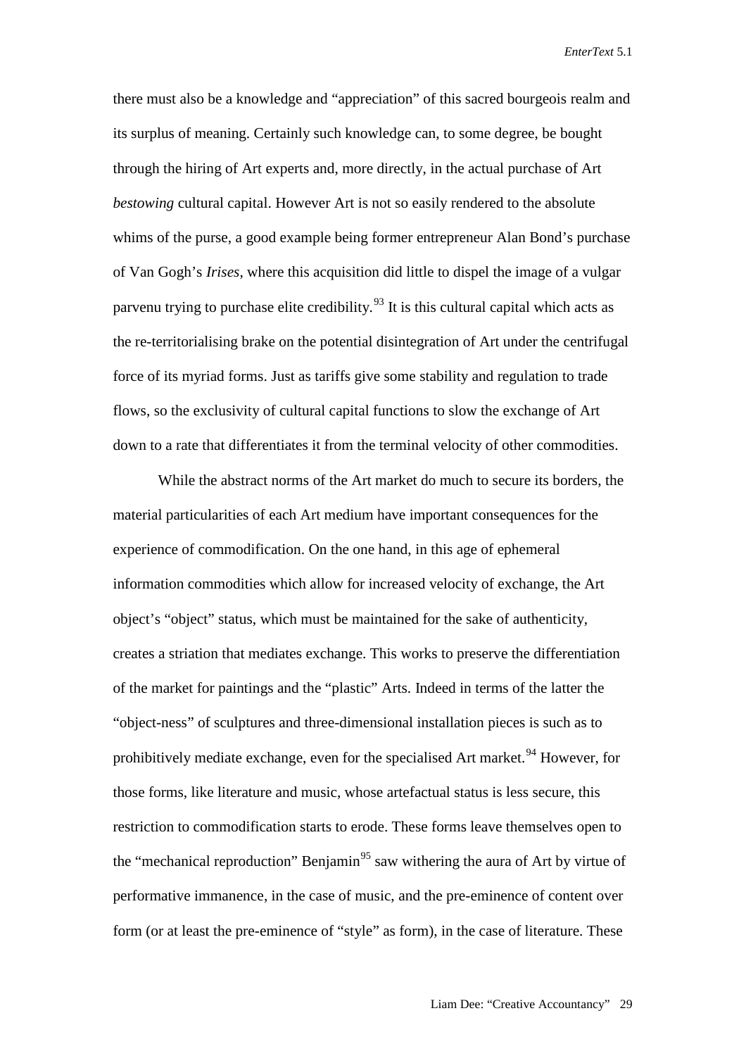there must also be a knowledge and "appreciation" of this sacred bourgeois realm and its surplus of meaning. Certainly such knowledge can, to some degree, be bought through the hiring of Art experts and, more directly, in the actual purchase of Art *bestowing* cultural capital. However Art is not so easily rendered to the absolute whims of the purse, a good example being former entrepreneur Alan Bond's purchase of Van Gogh's *Irises*, where this acquisition did little to dispel the image of a vulgar parvenu trying to purchase elite credibility.[93] It is this cultural capital which acts as the re-territorialising brake on the potential disintegration of Art under the centrifugal force of its myriad forms. Just as tariffs give some stability and regulation to trade flows, so the exclusivity of cultural capital functions to slow the exchange of Art down to a rate that differentiates it from the terminal velocity of other commodities.

While the abstract norms of the Art market do much to secure its borders, the material particularities of each Art medium have important consequences for the experience of commodification. On the one hand, in this age of ephemeral information commodities which allow for increased velocity of exchange, the Art object's "object" status, which must be maintained for the sake of authenticity, creates a striation that mediates exchange. This works to preserve the differentiation of the market for paintings and the "plastic" Arts. Indeed in terms of the latter the "object-ness" of sculptures and three-dimensional installation pieces is such as to prohibitively mediate exchange, even for the specialised Art market.[94] However, for those forms, like literature and music, whose artefactual status is less secure, this restriction to commodification starts to erode. These forms leave themselves open to the "mechanical reproduction" Benjamin[95] saw withering the aura of Art by virtue of performative immanence, in the case of music, and the pre-eminence of content over form (or at least the pre-eminence of "style" as form), in the case of literature. These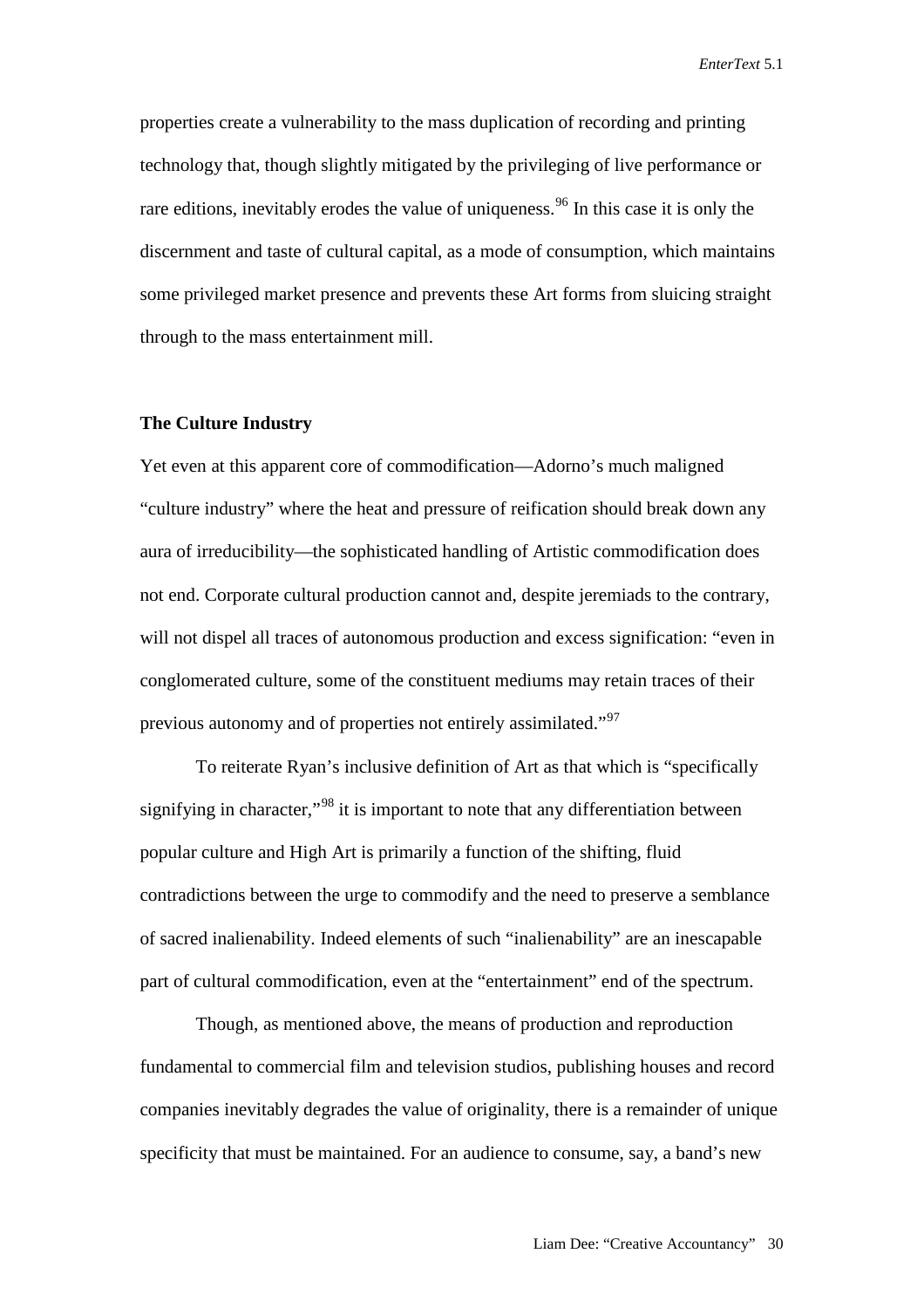properties create a vulnerability to the mass duplication of recording and printing technology that, though slightly mitigated by the privileging of live performance or rare editions, inevitably erodes the value of uniqueness.[96] In this case it is only the discernment and taste of cultural capital, as a mode of consumption, which maintains some privileged market presence and prevents these Art forms from sluicing straight through to the mass entertainment mill.

**The Culture Industry**

Yet even at this apparent core of commodification—Adorno's much maligned "culture industry" where the heat and pressure of reification should break down any aura of irreducibility—the sophisticated handling of Artistic commodification does not end. Corporate cultural production cannot and, despite jeremiads to the contrary, will not dispel all traces of autonomous production and excess signification: "even in conglomerated culture, some of the constituent mediums may retain traces of their previous autonomy and of properties not entirely assimilated."[97]

To reiterate Ryan's inclusive definition of Art as that which is "specifically signifying in character,"[98] it is important to note that any differentiation between popular culture and High Art is primarily a function of the shifting, fluid contradictions between the urge to commodify and the need to preserve a semblance of sacred inalienability. Indeed elements of such "inalienability" are an inescapable part of cultural commodification, even at the "entertainment" end of the spectrum.

Though, as mentioned above, the means of production and reproduction fundamental to commercial film and television studios, publishing houses and record companies inevitably degrades the value of originality, there is a remainder of unique specificity that must be maintained. For an audience to consume, say, a band's new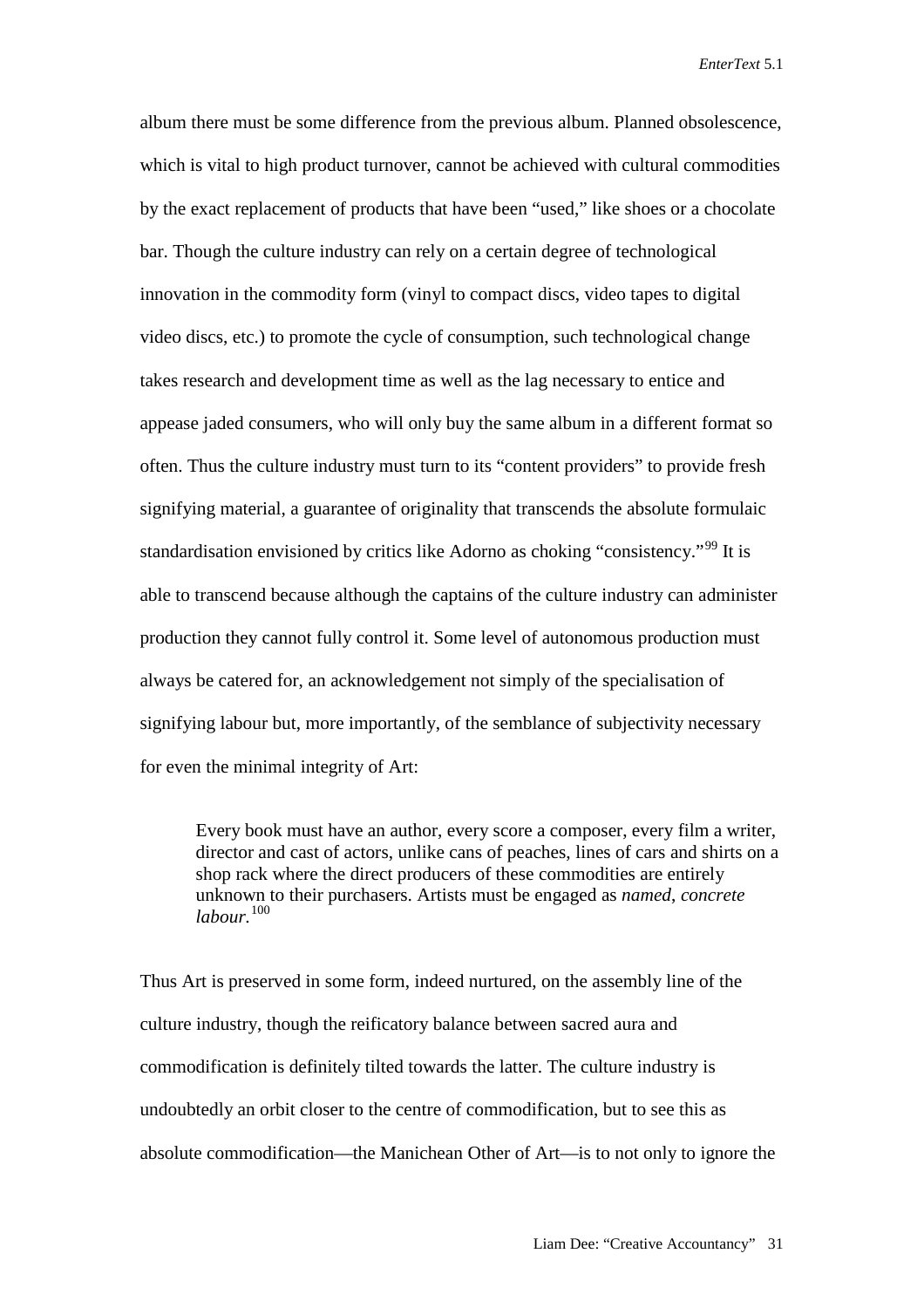album there must be some difference from the previous album. Planned obsolescence, which is vital to high product turnover, cannot be achieved with cultural commodities by the exact replacement of products that have been "used," like shoes or a chocolate bar. Though the culture industry can rely on a certain degree of technological innovation in the commodity form (vinyl to compact discs, video tapes to digital video discs, etc.) to promote the cycle of consumption, such technological change takes research and development time as well as the lag necessary to entice and appease jaded consumers, who will only buy the same album in a different format so often. Thus the culture industry must turn to its "content providers" to provide fresh signifying material, a guarantee of originality that transcends the absolute formulaic standardisation envisioned by critics like Adorno as choking "consistency."[99] It is able to transcend because although the captains of the culture industry can administer production they cannot fully control it. Some level of autonomous production must always be catered for, an acknowledgement not simply of the specialisation of signifying labour but, more importantly, of the semblance of subjectivity necessary for even the minimal integrity of Art:

> Every book must have an author, every score a composer, every film a writer, director and cast of actors, unlike cans of peaches, lines of cars and shirts on a shop rack where the direct producers of these commodities are entirely unknown to their purchasers. Artists must be engaged as *named*, *concrete labour.*[100]

Thus Art is preserved in some form, indeed nurtured, on the assembly line of the culture industry, though the reificatory balance between sacred aura and commodification is definitely tilted towards the latter. The culture industry is undoubtedly an orbit closer to the centre of commodification, but to see this as absolute commodification—the Manichean Other of Art—is to not only to ignore the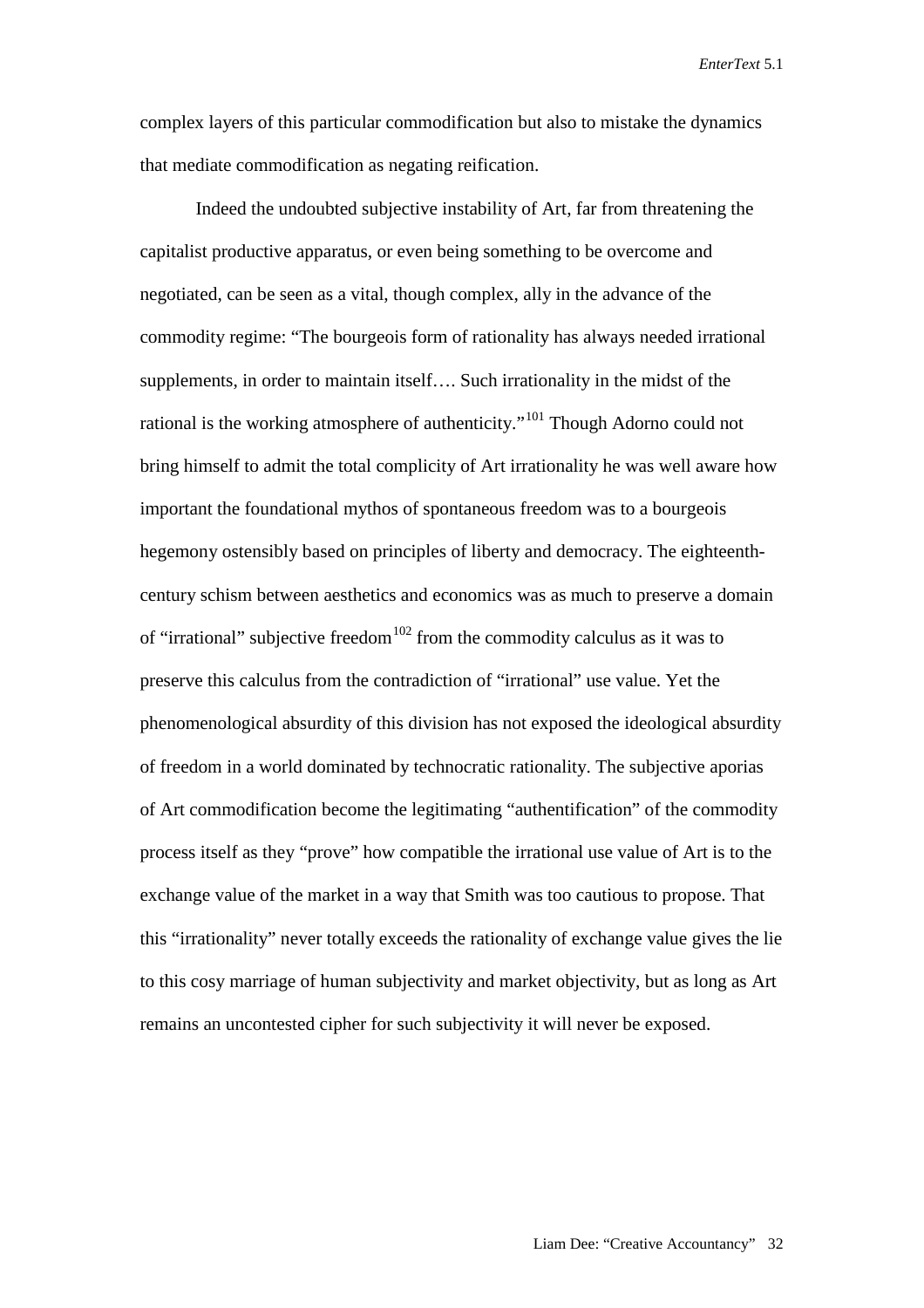complex layers of this particular commodification but also to mistake the dynamics that mediate commodification as negating reification.

Indeed the undoubted subjective instability of Art, far from threatening the capitalist productive apparatus, or even being something to be overcome and negotiated, can be seen as a vital, though complex, ally in the advance of the commodity regime: "The bourgeois form of rationality has always needed irrational supplements, in order to maintain itself…. Such irrationality in the midst of the rational is the working atmosphere of authenticity."[101] Though Adorno could not bring himself to admit the total complicity of Art irrationality he was well aware how important the foundational mythos of spontaneous freedom was to a bourgeois hegemony ostensibly based on principles of liberty and democracy. The eighteenth-century schism between aesthetics and economics was as much to preserve a domain of "irrational" subjective freedom[102] from the commodity calculus as it was to preserve this calculus from the contradiction of "irrational" use value. Yet the phenomenological absurdity of this division has not exposed the ideological absurdity of freedom in a world dominated by technocratic rationality. The subjective aporias of Art commodification become the legitimating "authentification" of the commodity process itself as they "prove" how compatible the irrational use value of Art is to the exchange value of the market in a way that Smith was too cautious to propose. That this "irrationality" never totally exceeds the rationality of exchange value gives the lie to this cosy marriage of human subjectivity and market objectivity, but as long as Art remains an uncontested cipher for such subjectivity it will never be exposed.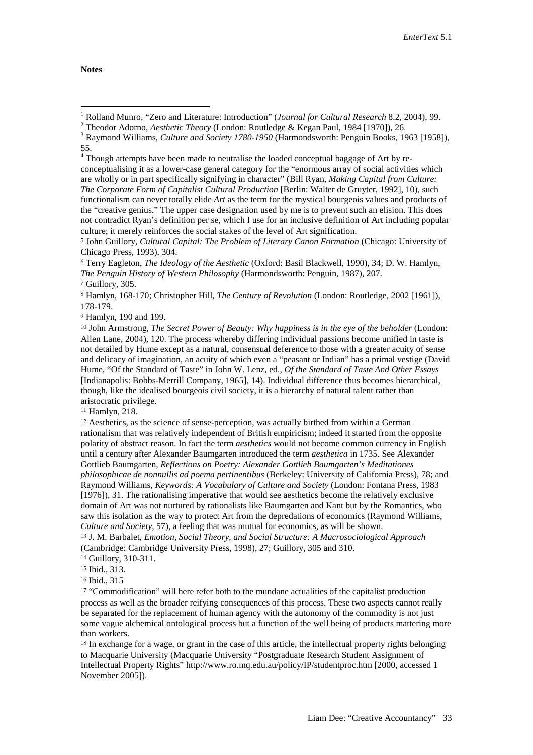**Notes**

[1] Rolland Munro, "Zero and Literature: Introduction" (*Journal for Cultural Research* 8.2, 2004), 99.

[2] Theodor Adorno, *Aesthetic Theory* (London: Routledge & Kegan Paul, 1984 [1970]), 26.

[3] Raymond Williams, *Culture and Society 1780-1950* (Harmondsworth: Penguin Books, 1963 [1958]), 55.

[4] Though attempts have been made to neutralise the loaded conceptual baggage of Art by re-conceptualising it as a lower-case general category for the "enormous array of social activities which are wholly or in part specifically signifying in character" (Bill Ryan, *Making Capital from Culture: The Corporate Form of Capitalist Cultural Production* [Berlin: Walter de Gruyter, 1992], 10), such functionalism can never totally elide *Art* as the term for the mystical bourgeois values and products of the "creative genius." The upper case designation used by me is to prevent such an elision. This does not contradict Ryan's definition per se, which I use for an inclusive definition of Art including popular culture; it merely reinforces the social stakes of the level of Art signification.

[5] John Guillory, *Cultural Capital: The Problem of Literary Canon Formation* (Chicago: University of Chicago Press, 1993), 304.

[6] Terry Eagleton, *The Ideology of the Aesthetic* (Oxford: Basil Blackwell, 1990), 34; D. W. Hamlyn, *The Penguin History of Western Philosophy* (Harmondsworth: Penguin, 1987), 207.

[7] Guillory, 305.

[8] Hamlyn, 168-170; Christopher Hill, *The Century of Revolution* (London: Routledge, 2002 [1961]), 178-179.

[9] Hamlyn, 190 and 199.

[10] John Armstrong, *The Secret Power of Beauty: Why happiness is in the eye of the beholder* (London: Allen Lane, 2004), 120. The process whereby differing individual passions become unified in taste is not detailed by Hume except as a natural, consensual deference to those with a greater acuity of sense and delicacy of imagination, an acuity of which even a "peasant or Indian" has a primal vestige (David Hume, "Of the Standard of Taste" in John W. Lenz, ed., *Of the Standard of Taste And Other Essays* [Indianapolis: Bobbs-Merrill Company, 1965], 14). Individual difference thus becomes hierarchical, though, like the idealised bourgeois civil society, it is a hierarchy of natural talent rather than aristocratic privilege.

[11] Hamlyn, 218.

[12] Aesthetics, as the science of sense-perception, was actually birthed from within a German rationalism that was relatively independent of British empiricism; indeed it started from the opposite polarity of abstract reason. In fact the term *aesthetics* would not become common currency in English until a century after Alexander Baumgarten introduced the term *aesthetica* in 1735. See Alexander Gottlieb Baumgarten, *Reflections on Poetry: Alexander Gottlieb Baumgarten's Meditationes philosophicae de nonnullis ad poema pertinentibus* (Berkeley: University of California Press), 78; and Raymond Williams, *Keywords: A Vocabulary of Culture and Society* (London: Fontana Press, 1983 [1976]), 31. The rationalising imperative that would see aesthetics become the relatively exclusive domain of Art was not nurtured by rationalists like Baumgarten and Kant but by the Romantics, who saw this isolation as the way to protect Art from the depredations of economics (Raymond Williams, *Culture and Society*, 57), a feeling that was mutual for economics, as will be shown.

[13] J. M. Barbalet, *Emotion, Social Theory, and Social Structure: A Macrosociological Approach* (Cambridge: Cambridge University Press, 1998), 27; Guillory, 305 and 310.

[14] Guillory, 310-311.

[15] Ibid., 313.

[16] Ibid., 315

[17] "Commodification" will here refer both to the mundane actualities of the capitalist production process as well as the broader reifying consequences of this process. These two aspects cannot really be separated for the replacement of human agency with the autonomy of the commodity is not just some vague alchemical ontological process but a function of the well being of products mattering more than workers.

[18] In exchange for a wage, or grant in the case of this article, the intellectual property rights belonging to Macquarie University (Macquarie University "Postgraduate Research Student Assignment of Intellectual Property Rights" http://www.ro.mq.edu.au/policy/IP/studentproc.htm [2000, accessed 1 November 2005]).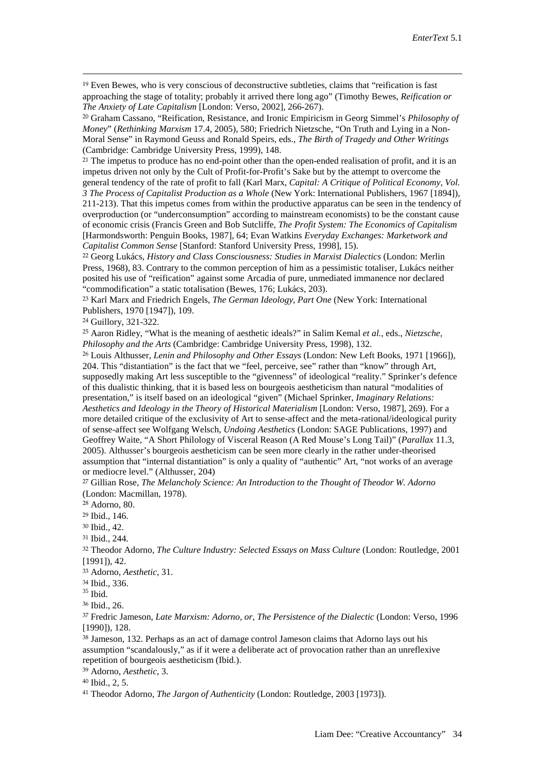[19] Even Bewes, who is very conscious of deconstructive subtleties, claims that "reification is fast approaching the stage of totality; probably it arrived there long ago" (Timothy Bewes, *Reification or The Anxiety of Late Capitalism* [London: Verso, 2002], 266-267).

[20] Graham Cassano, "Reification, Resistance, and Ironic Empiricism in Georg Simmel's *Philosophy of Money*" (*Rethinking Marxism* 17.4, 2005), 580; Friedrich Nietzsche, "On Truth and Lying in a Non-Moral Sense" in Raymond Geuss and Ronald Speirs, eds., *The Birth of Tragedy and Other Writings* (Cambridge: Cambridge University Press, 1999), 148.

[21] The impetus to produce has no end-point other than the open-ended realisation of profit, and it is an impetus driven not only by the Cult of Profit-for-Profit's Sake but by the attempt to overcome the general tendency of the rate of profit to fall (Karl Marx, *Capital: A Critique of Political Economy, Vol. 3 The Process of Capitalist Production as a Whole* (New York: International Publishers, 1967 [1894]), 211-213). That this impetus comes from within the productive apparatus can be seen in the tendency of overproduction (or "underconsumption" according to mainstream economists) to be the constant cause of economic crisis (Francis Green and Bob Sutcliffe, *The Profit System: The Economics of Capitalism* [Harmondsworth: Penguin Books, 1987], 64; Evan Watkins *Everyday Exchanges: Marketwork and Capitalist Common Sense* [Stanford: Stanford University Press, 1998], 15).

[22] Georg Lukács, *History and Class Consciousness: Studies in Marxist Dialectics* (London: Merlin Press, 1968), 83. Contrary to the common perception of him as a pessimistic totaliser, Lukács neither posited his use of "reification" against some Arcadia of pure, unmediated immanence nor declared "commodification" a static totalisation (Bewes, 176; Lukács, 203).

[23] Karl Marx and Friedrich Engels, *The German Ideology, Part One* (New York: International Publishers, 1970 [1947]), 109.

[24] Guillory, 321-322.

[25] Aaron Ridley, "What is the meaning of aesthetic ideals?" in Salim Kemal *et al.*, eds., *Nietzsche, Philosophy and the Arts* (Cambridge: Cambridge University Press, 1998), 132.

[26] Louis Althusser, *Lenin and Philosophy and Other Essays* (London: New Left Books, 1971 [1966]), 204. This "distantiation" is the fact that we "feel, perceive, see" rather than "know" through Art, supposedly making Art less susceptible to the "givenness" of ideological "reality." Sprinker's defence of this dualistic thinking, that it is based less on bourgeois aestheticism than natural "modalities of presentation," is itself based on an ideological "given" (Michael Sprinker, *Imaginary Relations: Aesthetics and Ideology in the Theory of Historical Materialism* [London: Verso, 1987], 269). For a more detailed critique of the exclusivity of Art to sense-affect and the meta-rational/ideological purity of sense-affect see Wolfgang Welsch, *Undoing Aesthetics* (London: SAGE Publications, 1997) and Geoffrey Waite, "A Short Philology of Visceral Reason (A Red Mouse's Long Tail)" (*Parallax* 11.3, 2005). Althusser's bourgeois aestheticism can be seen more clearly in the rather under-theorised assumption that "internal distantiation" is only a quality of "authentic" Art, "not works of an average or mediocre level." (Althusser, 204)

[27] Gillian Rose, *The Melancholy Science: An Introduction to the Thought of Theodor W. Adorno* (London: Macmillan, 1978).

[28] Adorno, 80.

[29] Ibid., 146.

[30] Ibid., 42.

[31] Ibid., 244.

[32] Theodor Adorno, *The Culture Industry: Selected Essays on Mass Culture* (London: Routledge, 2001 [1991]), 42.

[33] Adorno, *Aesthetic*, 31.

[34] Ibid., 336.

[35] Ibid.

[36] Ibid., 26.

[37] Fredric Jameson, *Late Marxism: Adorno, or, The Persistence of the Dialectic* (London: Verso, 1996 [1990]), 128.

[38] Jameson, 132. Perhaps as an act of damage control Jameson claims that Adorno lays out his assumption "scandalously," as if it were a deliberate act of provocation rather than an unreflexive repetition of bourgeois aestheticism (Ibid.).

[39] Adorno, *Aesthetic*, 3.

[40] Ibid., 2, 5.

[41] Theodor Adorno, *The Jargon of Authenticity* (London: Routledge, 2003 [1973]).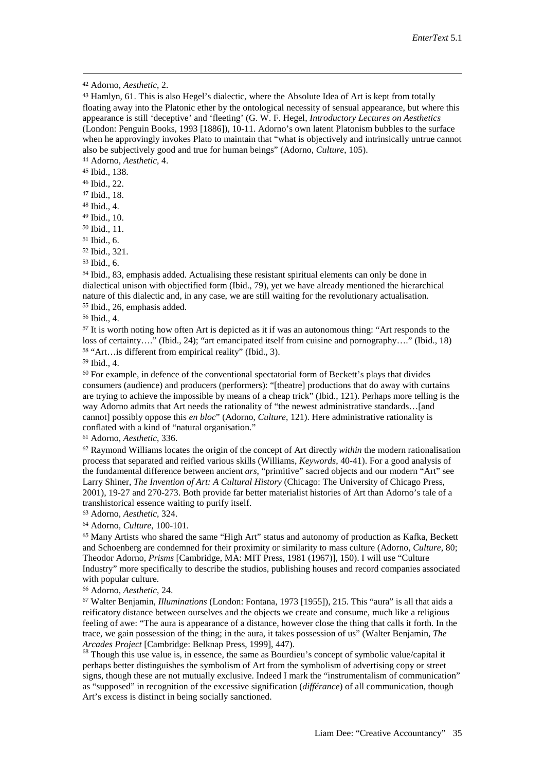[42] Adorno, *Aesthetic*, 2.

[43] Hamlyn, 61. This is also Hegel's dialectic, where the Absolute Idea of Art is kept from totally floating away into the Platonic ether by the ontological necessity of sensual appearance, but where this appearance is still 'deceptive' and 'fleeting' (G. W. F. Hegel, *Introductory Lectures on Aesthetics* (London: Penguin Books, 1993 [1886]), 10-11. Adorno's own latent Platonism bubbles to the surface when he approvingly invokes Plato to maintain that "what is objectively and intrinsically untrue cannot also be subjectively good and true for human beings" (Adorno, *Culture*, 105).

[44] Adorno, *Aesthetic*, 4.

[45] Ibid., 138.

[46] Ibid., 22.

[47] Ibid., 18.

[48] Ibid., 4.

[49] Ibid., 10.

[50] Ibid., 11.

[51] Ibid., 6.

[52] Ibid., 321.

[53] Ibid., 6.

[54] Ibid., 83, emphasis added. Actualising these resistant spiritual elements can only be done in dialectical unison with objectified form (Ibid., 79), yet we have already mentioned the hierarchical nature of this dialectic and, in any case, we are still waiting for the revolutionary actualisation.

[55] Ibid., 26, emphasis added.

[56] Ibid., 4.

[57] It is worth noting how often Art is depicted as it if was an autonomous thing: "Art responds to the loss of certainty…." (Ibid., 24); "art emancipated itself from cuisine and pornography…." (Ibid., 18)

[58] "Art…is different from empirical reality" (Ibid., 3).

[59] Ibid., 4.

[60] For example, in defence of the conventional spectatorial form of Beckett's plays that divides consumers (audience) and producers (performers): "[theatre] productions that do away with curtains are trying to achieve the impossible by means of a cheap trick" (Ibid., 121). Perhaps more telling is the way Adorno admits that Art needs the rationality of "the newest administrative standards…[and cannot] possibly oppose this *en bloc*" (Adorno, *Culture*, 121). Here administrative rationality is conflated with a kind of "natural organisation."

[61] Adorno, *Aesthetic*, 336.

[62] Raymond Williams locates the origin of the concept of Art directly *within* the modern rationalisation process that separated and reified various skills (Williams, *Keywords*, 40-41). For a good analysis of the fundamental difference between ancient *ars*, "primitive" sacred objects and our modern "Art" see Larry Shiner, *The Invention of Art: A Cultural History* (Chicago: The University of Chicago Press, 2001), 19-27 and 270-273. Both provide far better materialist histories of Art than Adorno's tale of a transhistorical essence waiting to purify itself.

[63] Adorno, *Aesthetic*, 324.

[64] Adorno, *Culture*, 100-101.

[65] Many Artists who shared the same "High Art" status and autonomy of production as Kafka, Beckett and Schoenberg are condemned for their proximity or similarity to mass culture (Adorno, *Culture*, 80; Theodor Adorno, *Prisms* [Cambridge, MA: MIT Press, 1981 (1967)], 150). I will use "Culture Industry" more specifically to describe the studios, publishing houses and record companies associated with popular culture.

[66] Adorno, *Aesthetic*, 24.

[67] Walter Benjamin, *Illuminations* (London: Fontana, 1973 [1955]), 215. This "aura" is all that aids a reificatory distance between ourselves and the objects we create and consume, much like a religious feeling of awe: "The aura is appearance of a distance, however close the thing that calls it forth. In the trace, we gain possession of the thing; in the aura, it takes possession of us" (Walter Benjamin, *The Arcades Project* [Cambridge: Belknap Press, 1999], 447).

[68] Though this use value is, in essence, the same as Bourdieu's concept of symbolic value/capital it perhaps better distinguishes the symbolism of Art from the symbolism of advertising copy or street signs, though these are not mutually exclusive. Indeed I mark the "instrumentalism of communication" as "supposed" in recognition of the excessive signification (*différance*) of all communication, though Art's excess is distinct in being socially sanctioned.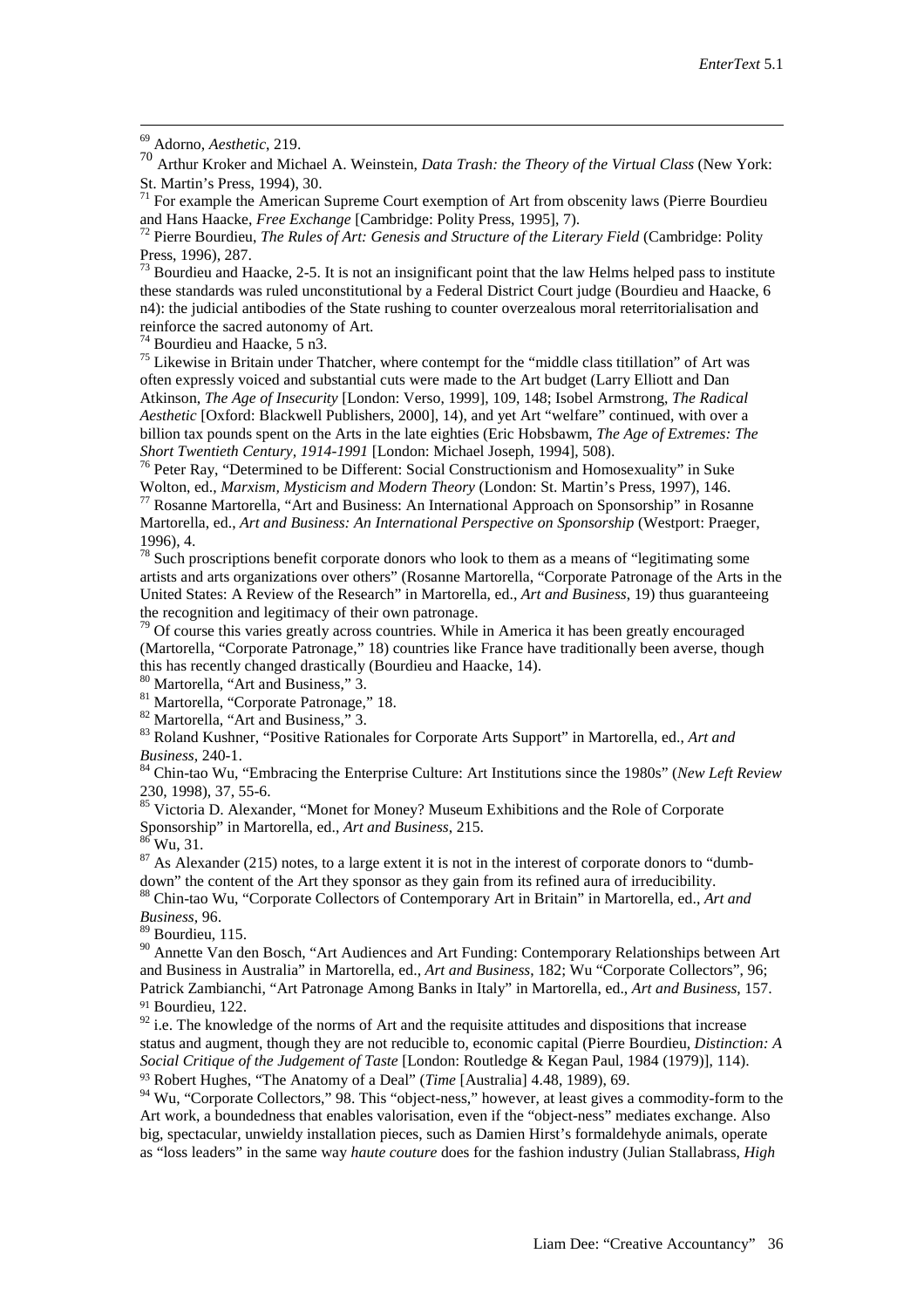[69] Adorno, *Aesthetic*, 219.

[70] Arthur Kroker and Michael A. Weinstein, *Data Trash: the Theory of the Virtual Class* (New York: St. Martin's Press, 1994), 30.

[71] For example the American Supreme Court exemption of Art from obscenity laws (Pierre Bourdieu and Hans Haacke, *Free Exchange* [Cambridge: Polity Press, 1995], 7).

[72] Pierre Bourdieu, *The Rules of Art: Genesis and Structure of the Literary Field* (Cambridge: Polity Press, 1996), 287.

[73] Bourdieu and Haacke, 2-5. It is not an insignificant point that the law Helms helped pass to institute these standards was ruled unconstitutional by a Federal District Court judge (Bourdieu and Haacke, 6 n4): the judicial antibodies of the State rushing to counter overzealous moral reterritorialisation and reinforce the sacred autonomy of Art.

[74] Bourdieu and Haacke, 5 n3.

[75] Likewise in Britain under Thatcher, where contempt for the "middle class titillation" of Art was often expressly voiced and substantial cuts were made to the Art budget (Larry Elliott and Dan Atkinson, *The Age of Insecurity* [London: Verso, 1999], 109, 148; Isobel Armstrong, *The Radical Aesthetic* [Oxford: Blackwell Publishers, 2000], 14), and yet Art "welfare" continued, with over a billion tax pounds spent on the Arts in the late eighties (Eric Hobsbawm, *The Age of Extremes: The Short Twentieth Century, 1914-1991* [London: Michael Joseph, 1994], 508).

[76] Peter Ray, "Determined to be Different: Social Constructionism and Homosexuality" in Suke Wolton, ed., *Marxism, Mysticism and Modern Theory* (London: St. Martin's Press, 1997), 146.

[77] Rosanne Martorella, "Art and Business: An International Approach on Sponsorship" in Rosanne Martorella, ed., *Art and Business: An International Perspective on Sponsorship* (Westport: Praeger, 1996), 4.

[78] Such proscriptions benefit corporate donors who look to them as a means of "legitimating some artists and arts organizations over others" (Rosanne Martorella, "Corporate Patronage of the Arts in the United States: A Review of the Research" in Martorella, ed., *Art and Business*, 19) thus guaranteeing the recognition and legitimacy of their own patronage.

[79] Of course this varies greatly across countries. While in America it has been greatly encouraged (Martorella, "Corporate Patronage," 18) countries like France have traditionally been averse, though this has recently changed drastically (Bourdieu and Haacke, 14).

[80] Martorella, "Art and Business," 3.

[81] Martorella, "Corporate Patronage," 18.

[82] Martorella, "Art and Business," 3.

[83] Roland Kushner, "Positive Rationales for Corporate Arts Support" in Martorella, ed., *Art and Business*, 240-1.

[84] Chin-tao Wu, "Embracing the Enterprise Culture: Art Institutions since the 1980s" (*New Left Review* 230, 1998), 37, 55-6.

[85] Victoria D. Alexander, "Monet for Money? Museum Exhibitions and the Role of Corporate Sponsorship" in Martorella, ed., *Art and Business*, 215.

[86] Wu, 31.

[87] As Alexander (215) notes, to a large extent it is not in the interest of corporate donors to "dumb-down" the content of the Art they sponsor as they gain from its refined aura of irreducibility.

[88] Chin-tao Wu, "Corporate Collectors of Contemporary Art in Britain" in Martorella, ed., *Art and Business*, 96.

[89] Bourdieu, 115.

[90] Annette Van den Bosch, "Art Audiences and Art Funding: Contemporary Relationships between Art and Business in Australia" in Martorella, ed., *Art and Business*, 182; Wu "Corporate Collectors", 96; Patrick Zambianchi, "Art Patronage Among Banks in Italy" in Martorella, ed., *Art and Business*, 157.

[91] Bourdieu, 122.

[92] i.e. The knowledge of the norms of Art and the requisite attitudes and dispositions that increase status and augment, though they are not reducible to, economic capital (Pierre Bourdieu, *Distinction: A Social Critique of the Judgement of Taste* [London: Routledge & Kegan Paul, 1984 (1979)], 114).

[93] Robert Hughes, "The Anatomy of a Deal" (*Time* [Australia] 4.48, 1989), 69.

[94] Wu, "Corporate Collectors," 98. This "object-ness," however, at least gives a commodity-form to the Art work, a boundedness that enables valorisation, even if the "object-ness" mediates exchange. Also big, spectacular, unwieldy installation pieces, such as Damien Hirst's formaldehyde animals, operate as "loss leaders" in the same way *haute couture* does for the fashion industry (Julian Stallabrass, *High*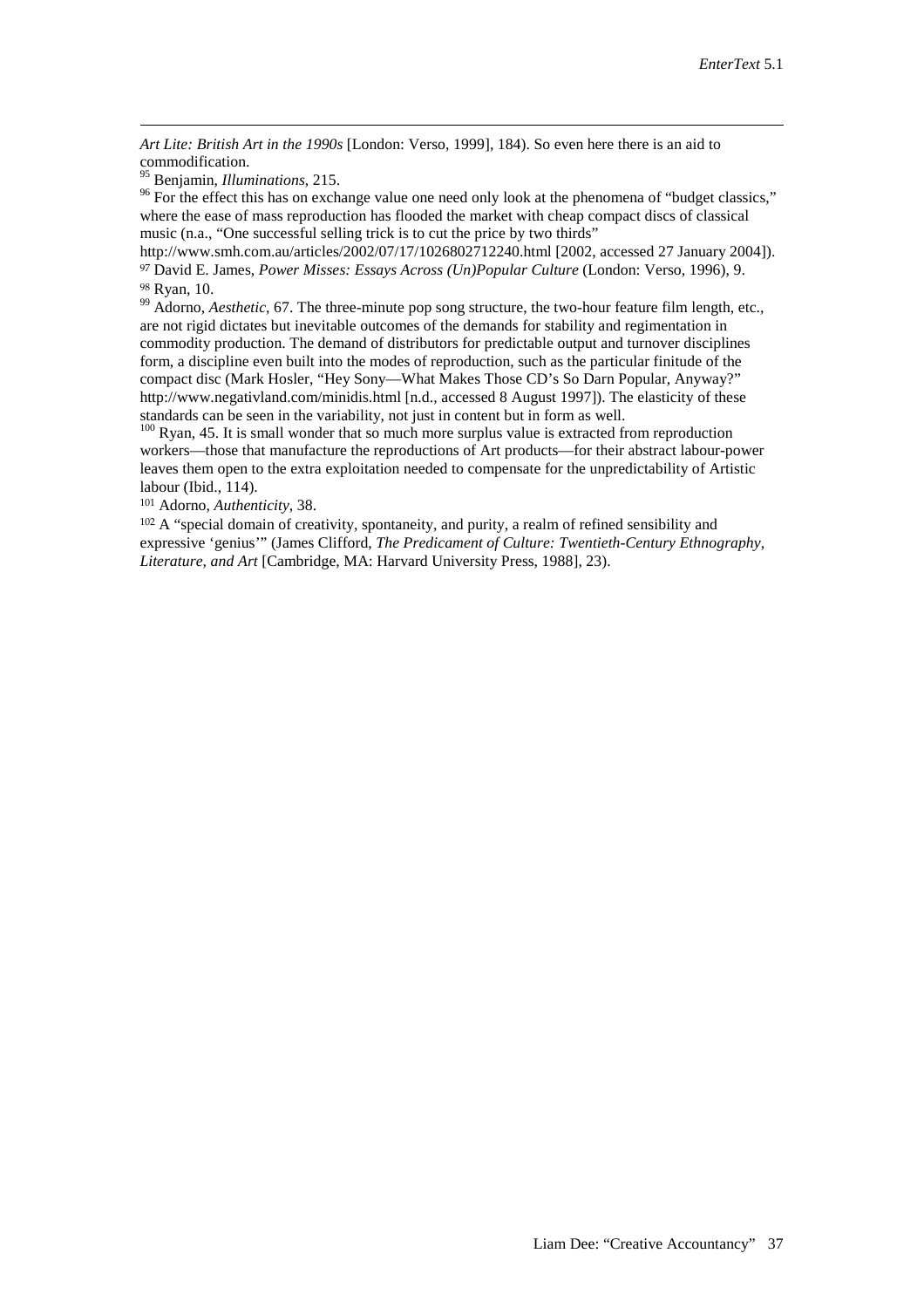*Art Lite: British Art in the 1990s* [London: Verso, 1999], 184). So even here there is an aid to commodification.

[95] Benjamin, *Illuminations*, 215.

[96] For the effect this has on exchange value one need only look at the phenomena of "budget classics," where the ease of mass reproduction has flooded the market with cheap compact discs of classical music (n.a., "One successful selling trick is to cut the price by two thirds" http://www.smh.com.au/articles/2002/07/17/1026802712240.html [2002, accessed 27 January 2004]).

[97] David E. James, *Power Misses: Essays Across (Un)Popular Culture* (London: Verso, 1996), 9.

[98] Ryan, 10.

[99] Adorno, *Aesthetic*, 67. The three-minute pop song structure, the two-hour feature film length, etc., are not rigid dictates but inevitable outcomes of the demands for stability and regimentation in commodity production. The demand of distributors for predictable output and turnover disciplines form, a discipline even built into the modes of reproduction, such as the particular finitude of the compact disc (Mark Hosler, "Hey Sony—What Makes Those CD's So Darn Popular, Anyway?" http://www.negativland.com/minidis.html [n.d., accessed 8 August 1997]). The elasticity of these standards can be seen in the variability, not just in content but in form as well.

[100] Ryan, 45. It is small wonder that so much more surplus value is extracted from reproduction workers—those that manufacture the reproductions of Art products—for their abstract labour-power leaves them open to the extra exploitation needed to compensate for the unpredictability of Artistic labour (Ibid., 114).

[101] Adorno, *Authenticity*, 38.

[102] A "special domain of creativity, spontaneity, and purity, a realm of refined sensibility and expressive 'genius'" (James Clifford, *The Predicament of Culture: Twentieth-Century Ethnography, Literature, and Art* [Cambridge, MA: Harvard University Press, 1988], 23).